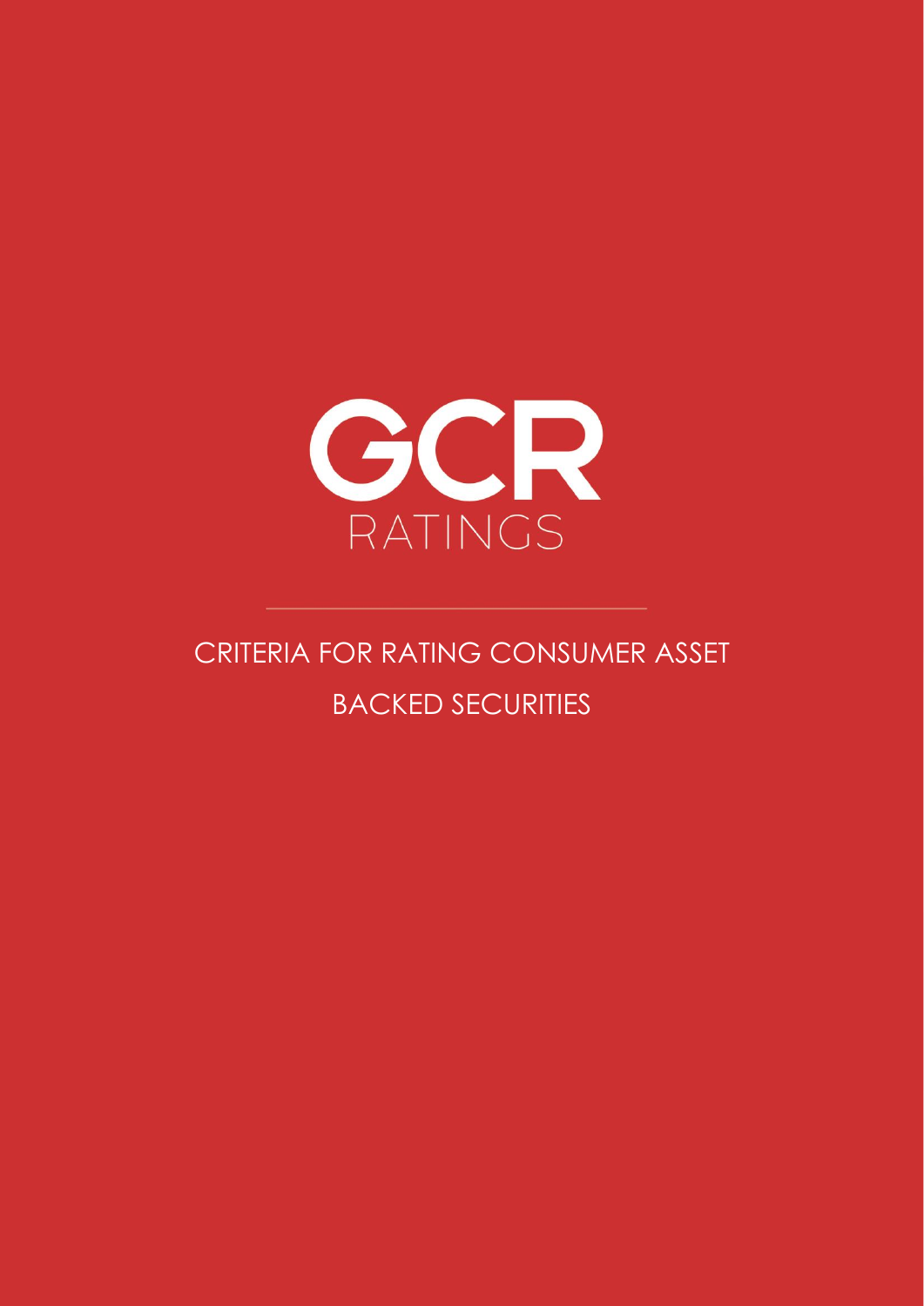GCR

RATINGS

# CRITERIA FOR RATING CONSUMER ASSET BACKED SECURITIES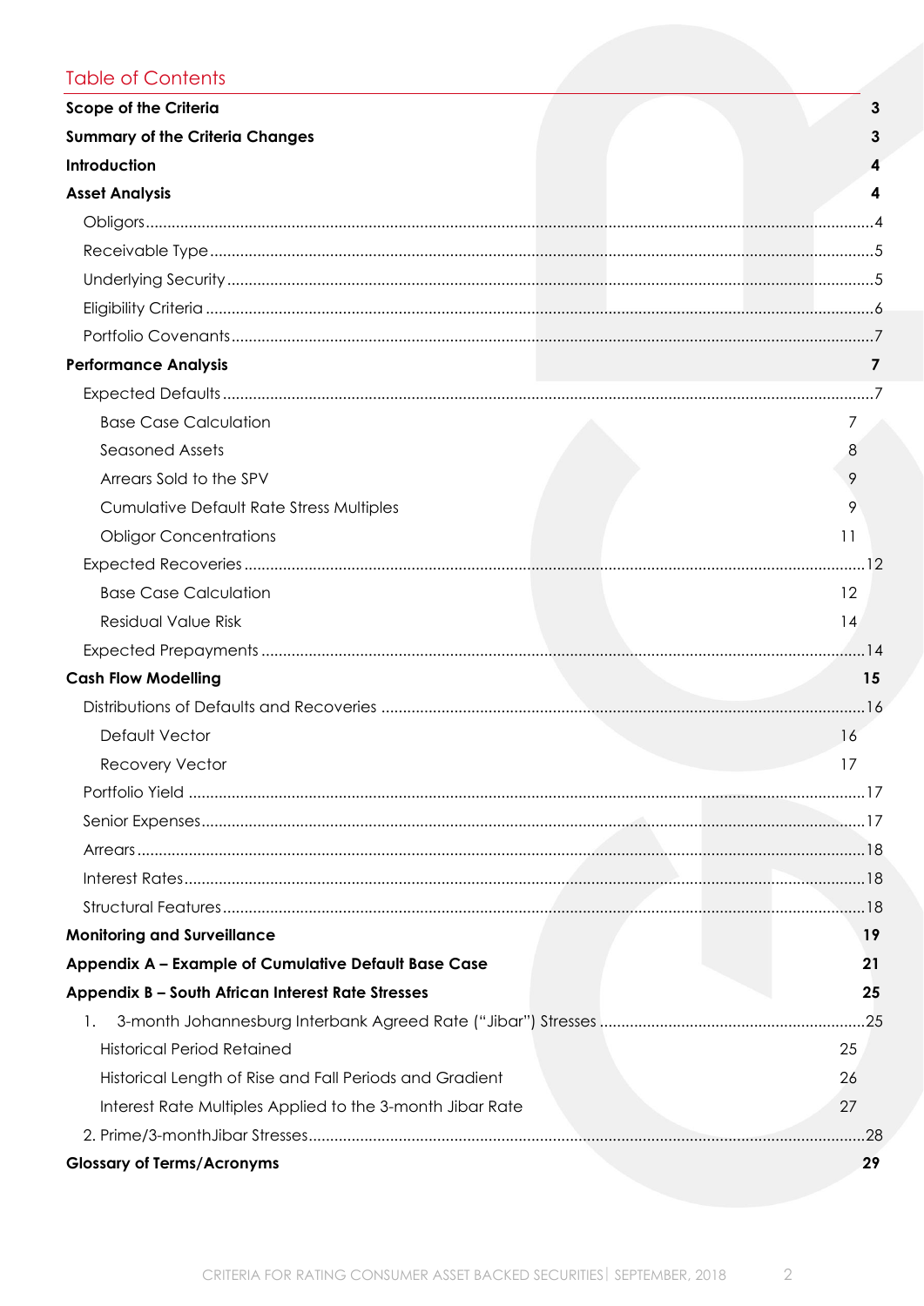## Table of Contents

**Scope of the Criteria** 3

**Summary of the Criteria Changes** 3

**Introduction** 4

**Asset Analysis** 4

- Obligors 4
- Receivable Type 5
- Underlying Security 5
- Eligibility Criteria 6
- Portfolio Covenants 7

**Performance Analysis** 7

- Expected Defaults 7
  - Base Case Calculation 7
  - Seasoned Assets 8
  - Arrears Sold to the SPV 9
  - Cumulative Default Rate Stress Multiples 9
  - Obligor Concentrations 11
- Expected Recoveries 12
  - Base Case Calculation 12
  - Residual Value Risk 14
- Expected Prepayments 14

**Cash Flow Modelling** 15

- Distributions of Defaults and Recoveries 16
  - Default Vector 16
  - Recovery Vector 17
- Portfolio Yield 17
- Senior Expenses 17
- Arrears 18
- Interest Rates 18
- Structural Features 18

**Monitoring and Surveillance** 19

**Appendix A – Example of Cumulative Default Base Case** 21

**Appendix B – South African Interest Rate Stresses** 25

1. 3-month Johannesburg Interbank Agreed Rate ("Jibar") Stresses 25
   - Historical Period Retained 25
   - Historical Length of Rise and Fall Periods and Gradient 26
   - Interest Rate Multiples Applied to the 3-month Jibar Rate 27
2. Prime/3-monthJibar Stresses 28

**Glossary of Terms/Acronyms** 29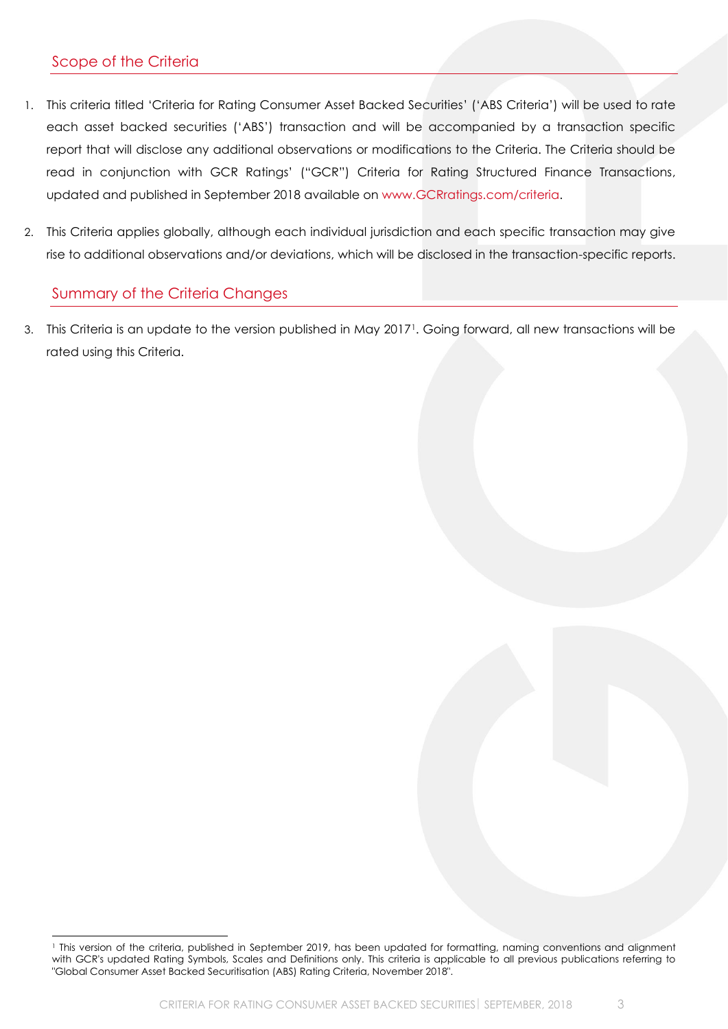## Scope of the Criteria

1. This criteria titled 'Criteria for Rating Consumer Asset Backed Securities' ('ABS Criteria') will be used to rate each asset backed securities ('ABS') transaction and will be accompanied by a transaction specific report that will disclose any additional observations or modifications to the Criteria. The Criteria should be read in conjunction with GCR Ratings' ("GCR") Criteria for Rating Structured Finance Transactions, updated and published in September 2018 available on www.GCRratings.com/criteria.

2. This Criteria applies globally, although each individual jurisdiction and each specific transaction may give rise to additional observations and/or deviations, which will be disclosed in the transaction-specific reports.

## Summary of the Criteria Changes

3. This Criteria is an update to the version published in May 2017[1]. Going forward, all new transactions will be rated using this Criteria.

[1] This version of the criteria, published in September 2019, has been updated for formatting, naming conventions and alignment with GCR's updated Rating Symbols, Scales and Definitions only. This criteria is applicable to all previous publications referring to "Global Consumer Asset Backed Securitisation (ABS) Rating Criteria, November 2018".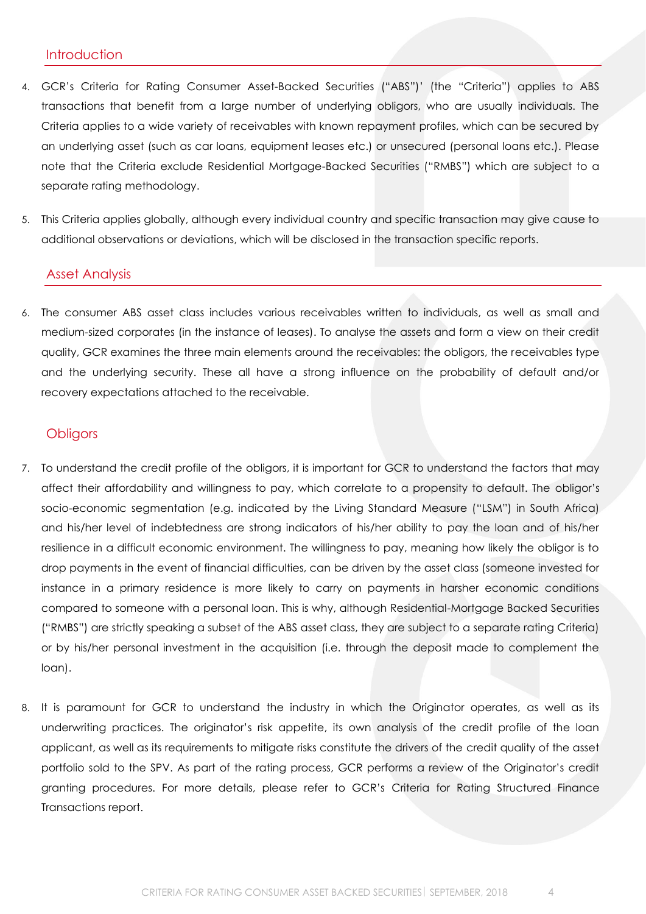## Introduction

4. GCR's Criteria for Rating Consumer Asset-Backed Securities ("ABS")' (the "Criteria") applies to ABS transactions that benefit from a large number of underlying obligors, who are usually individuals. The Criteria applies to a wide variety of receivables with known repayment profiles, which can be secured by an underlying asset (such as car loans, equipment leases etc.) or unsecured (personal loans etc.). Please note that the Criteria exclude Residential Mortgage-Backed Securities ("RMBS") which are subject to a separate rating methodology.

5. This Criteria applies globally, although every individual country and specific transaction may give cause to additional observations or deviations, which will be disclosed in the transaction specific reports.

## Asset Analysis

6. The consumer ABS asset class includes various receivables written to individuals, as well as small and medium-sized corporates (in the instance of leases). To analyse the assets and form a view on their credit quality, GCR examines the three main elements around the receivables: the obligors, the receivables type and the underlying security. These all have a strong influence on the probability of default and/or recovery expectations attached to the receivable.

### Obligors

7. To understand the credit profile of the obligors, it is important for GCR to understand the factors that may affect their affordability and willingness to pay, which correlate to a propensity to default. The obligor's socio-economic segmentation (e.g. indicated by the Living Standard Measure ("LSM") in South Africa) and his/her level of indebtedness are strong indicators of his/her ability to pay the loan and of his/her resilience in a difficult economic environment. The willingness to pay, meaning how likely the obligor is to drop payments in the event of financial difficulties, can be driven by the asset class (someone invested for instance in a primary residence is more likely to carry on payments in harsher economic conditions compared to someone with a personal loan. This is why, although Residential-Mortgage Backed Securities ("RMBS") are strictly speaking a subset of the ABS asset class, they are subject to a separate rating Criteria) or by his/her personal investment in the acquisition (i.e. through the deposit made to complement the loan).

8. It is paramount for GCR to understand the industry in which the Originator operates, as well as its underwriting practices. The originator's risk appetite, its own analysis of the credit profile of the loan applicant, as well as its requirements to mitigate risks constitute the drivers of the credit quality of the asset portfolio sold to the SPV. As part of the rating process, GCR performs a review of the Originator's credit granting procedures. For more details, please refer to GCR's Criteria for Rating Structured Finance Transactions report.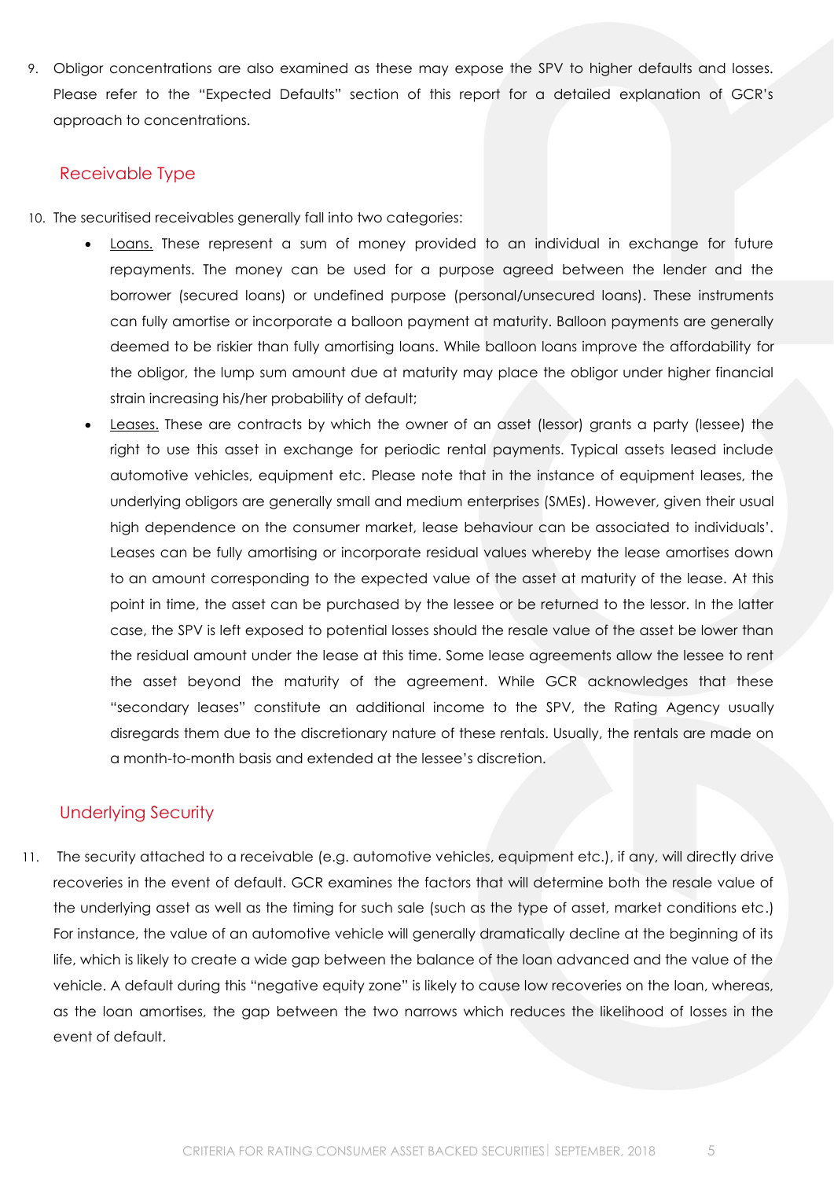9. Obligor concentrations are also examined as these may expose the SPV to higher defaults and losses. Please refer to the "Expected Defaults" section of this report for a detailed explanation of GCR's approach to concentrations.

## Receivable Type

10. The securitised receivables generally fall into two categories:
    - Loans. These represent a sum of money provided to an individual in exchange for future repayments. The money can be used for a purpose agreed between the lender and the borrower (secured loans) or undefined purpose (personal/unsecured loans). These instruments can fully amortise or incorporate a balloon payment at maturity. Balloon payments are generally deemed to be riskier than fully amortising loans. While balloon loans improve the affordability for the obligor, the lump sum amount due at maturity may place the obligor under higher financial strain increasing his/her probability of default;
    - Leases. These are contracts by which the owner of an asset (lessor) grants a party (lessee) the right to use this asset in exchange for periodic rental payments. Typical assets leased include automotive vehicles, equipment etc. Please note that in the instance of equipment leases, the underlying obligors are generally small and medium enterprises (SMEs). However, given their usual high dependence on the consumer market, lease behaviour can be associated to individuals'. Leases can be fully amortising or incorporate residual values whereby the lease amortises down to an amount corresponding to the expected value of the asset at maturity of the lease. At this point in time, the asset can be purchased by the lessee or be returned to the lessor. In the latter case, the SPV is left exposed to potential losses should the resale value of the asset be lower than the residual amount under the lease at this time. Some lease agreements allow the lessee to rent the asset beyond the maturity of the agreement. While GCR acknowledges that these "secondary leases" constitute an additional income to the SPV, the Rating Agency usually disregards them due to the discretionary nature of these rentals. Usually, the rentals are made on a month-to-month basis and extended at the lessee's discretion.

## Underlying Security

11. The security attached to a receivable (e.g. automotive vehicles, equipment etc.), if any, will directly drive recoveries in the event of default. GCR examines the factors that will determine both the resale value of the underlying asset as well as the timing for such sale (such as the type of asset, market conditions etc.) For instance, the value of an automotive vehicle will generally dramatically decline at the beginning of its life, which is likely to create a wide gap between the balance of the loan advanced and the value of the vehicle. A default during this "negative equity zone" is likely to cause low recoveries on the loan, whereas, as the loan amortises, the gap between the two narrows which reduces the likelihood of losses in the event of default.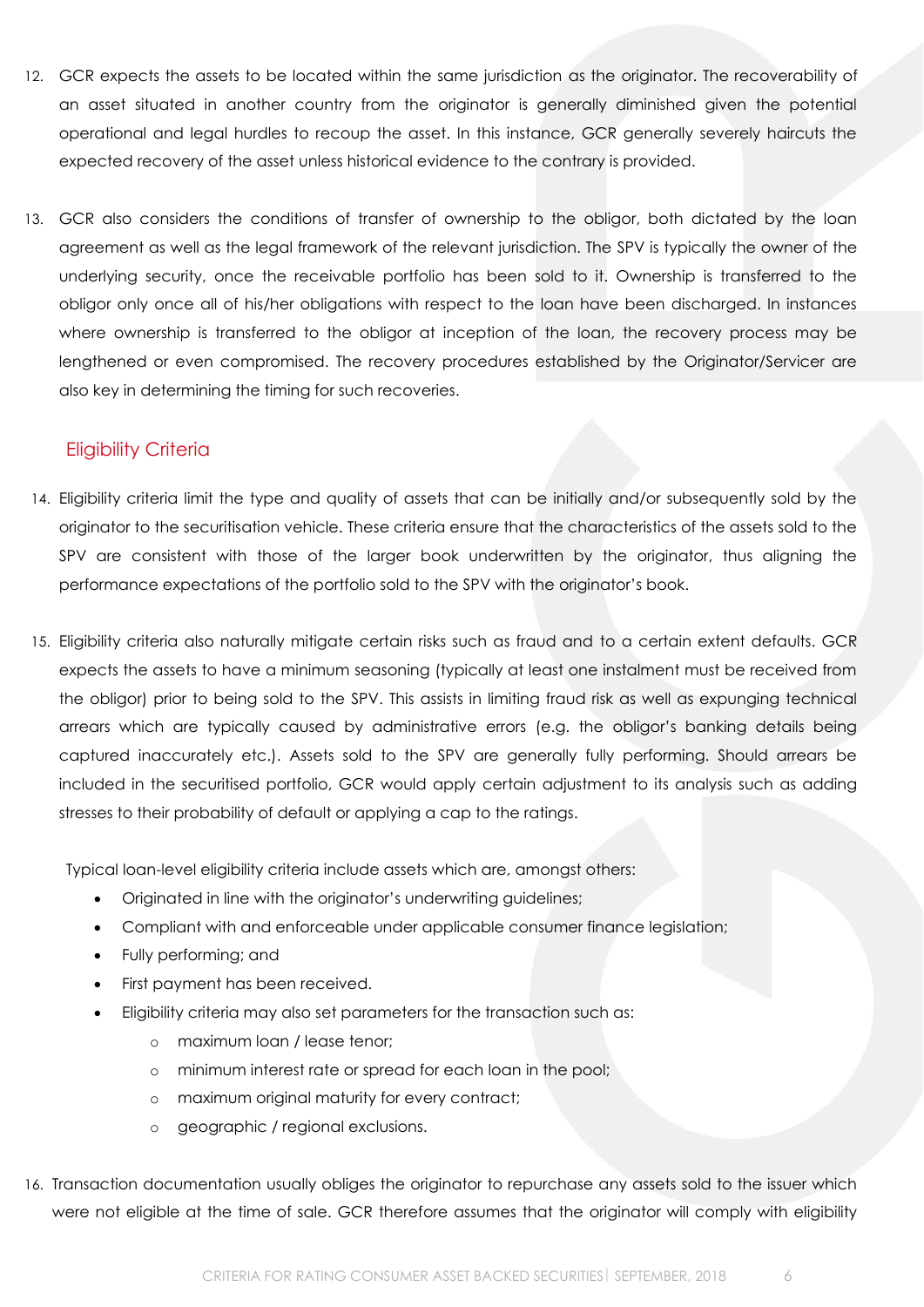12. GCR expects the assets to be located within the same jurisdiction as the originator. The recoverability of an asset situated in another country from the originator is generally diminished given the potential operational and legal hurdles to recoup the asset. In this instance, GCR generally severely haircuts the expected recovery of the asset unless historical evidence to the contrary is provided.

13. GCR also considers the conditions of transfer of ownership to the obligor, both dictated by the loan agreement as well as the legal framework of the relevant jurisdiction. The SPV is typically the owner of the underlying security, once the receivable portfolio has been sold to it. Ownership is transferred to the obligor only once all of his/her obligations with respect to the loan have been discharged. In instances where ownership is transferred to the obligor at inception of the loan, the recovery process may be lengthened or even compromised. The recovery procedures established by the Originator/Servicer are also key in determining the timing for such recoveries.

## Eligibility Criteria

14. Eligibility criteria limit the type and quality of assets that can be initially and/or subsequently sold by the originator to the securitisation vehicle. These criteria ensure that the characteristics of the assets sold to the SPV are consistent with those of the larger book underwritten by the originator, thus aligning the performance expectations of the portfolio sold to the SPV with the originator's book.

15. Eligibility criteria also naturally mitigate certain risks such as fraud and to a certain extent defaults. GCR expects the assets to have a minimum seasoning (typically at least one instalment must be received from the obligor) prior to being sold to the SPV. This assists in limiting fraud risk as well as expunging technical arrears which are typically caused by administrative errors (e.g. the obligor's banking details being captured inaccurately etc.). Assets sold to the SPV are generally fully performing. Should arrears be included in the securitised portfolio, GCR would apply certain adjustment to its analysis such as adding stresses to their probability of default or applying a cap to the ratings.

    Typical loan-level eligibility criteria include assets which are, amongst others:

    - Originated in line with the originator's underwriting guidelines;
    - Compliant with and enforceable under applicable consumer finance legislation;
    - Fully performing; and
    - First payment has been received.
    - Eligibility criteria may also set parameters for the transaction such as:
        - maximum loan / lease tenor;
        - minimum interest rate or spread for each loan in the pool;
        - maximum original maturity for every contract;
        - geographic / regional exclusions.

16. Transaction documentation usually obliges the originator to repurchase any assets sold to the issuer which were not eligible at the time of sale. GCR therefore assumes that the originator will comply with eligibility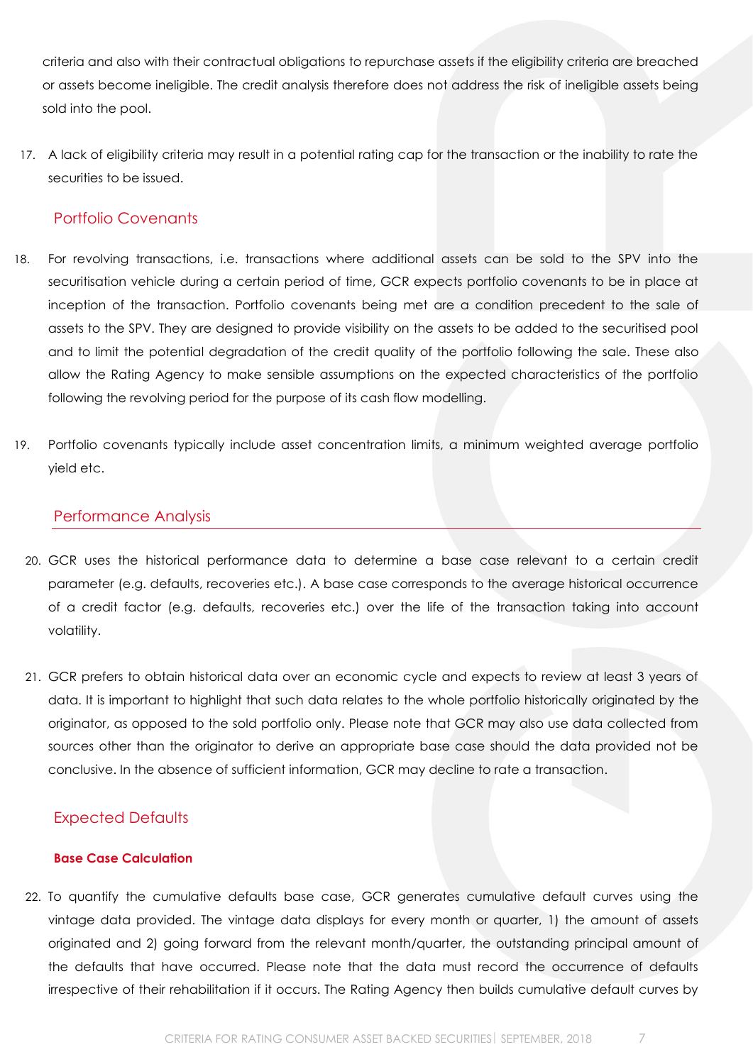criteria and also with their contractual obligations to repurchase assets if the eligibility criteria are breached or assets become ineligible. The credit analysis therefore does not address the risk of ineligible assets being sold into the pool.

17. A lack of eligibility criteria may result in a potential rating cap for the transaction or the inability to rate the securities to be issued.

## Portfolio Covenants

18. For revolving transactions, i.e. transactions where additional assets can be sold to the SPV into the securitisation vehicle during a certain period of time, GCR expects portfolio covenants to be in place at inception of the transaction. Portfolio covenants being met are a condition precedent to the sale of assets to the SPV. They are designed to provide visibility on the assets to be added to the securitised pool and to limit the potential degradation of the credit quality of the portfolio following the sale. These also allow the Rating Agency to make sensible assumptions on the expected characteristics of the portfolio following the revolving period for the purpose of its cash flow modelling.

19. Portfolio covenants typically include asset concentration limits, a minimum weighted average portfolio yield etc.

## Performance Analysis

20. GCR uses the historical performance data to determine a base case relevant to a certain credit parameter (e.g. defaults, recoveries etc.). A base case corresponds to the average historical occurrence of a credit factor (e.g. defaults, recoveries etc.) over the life of the transaction taking into account volatility.

21. GCR prefers to obtain historical data over an economic cycle and expects to review at least 3 years of data. It is important to highlight that such data relates to the whole portfolio historically originated by the originator, as opposed to the sold portfolio only. Please note that GCR may also use data collected from sources other than the originator to derive an appropriate base case should the data provided not be conclusive. In the absence of sufficient information, GCR may decline to rate a transaction.

## Expected Defaults

### Base Case Calculation

22. To quantify the cumulative defaults base case, GCR generates cumulative default curves using the vintage data provided. The vintage data displays for every month or quarter, 1) the amount of assets originated and 2) going forward from the relevant month/quarter, the outstanding principal amount of the defaults that have occurred. Please note that the data must record the occurrence of defaults irrespective of their rehabilitation if it occurs. The Rating Agency then builds cumulative default curves by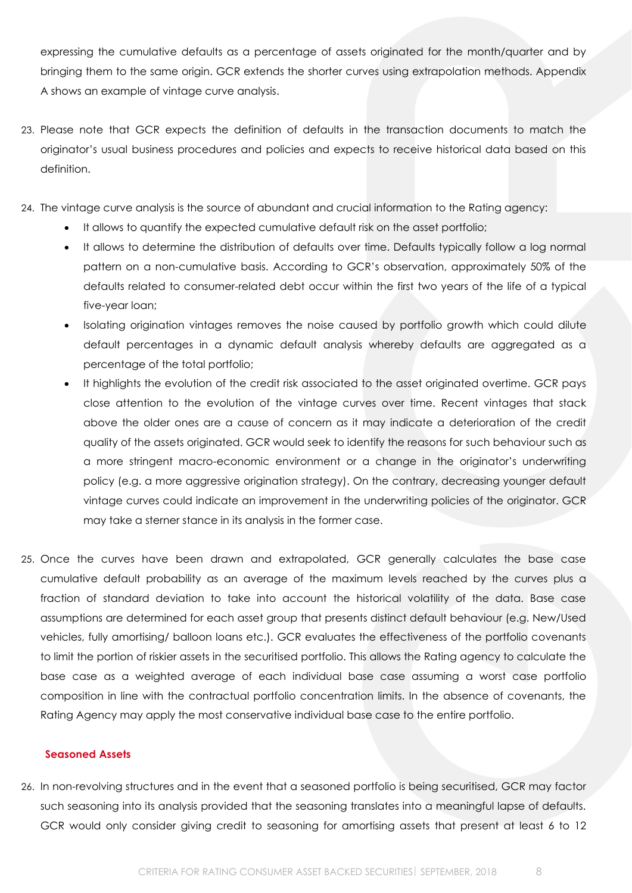expressing the cumulative defaults as a percentage of assets originated for the month/quarter and by bringing them to the same origin. GCR extends the shorter curves using extrapolation methods. Appendix A shows an example of vintage curve analysis.

23. Please note that GCR expects the definition of defaults in the transaction documents to match the originator's usual business procedures and policies and expects to receive historical data based on this definition.

24. The vintage curve analysis is the source of abundant and crucial information to the Rating agency:
    - It allows to quantify the expected cumulative default risk on the asset portfolio;
    - It allows to determine the distribution of defaults over time. Defaults typically follow a log normal pattern on a non-cumulative basis. According to GCR's observation, approximately 50% of the defaults related to consumer-related debt occur within the first two years of the life of a typical five-year loan;
    - Isolating origination vintages removes the noise caused by portfolio growth which could dilute default percentages in a dynamic default analysis whereby defaults are aggregated as a percentage of the total portfolio;
    - It highlights the evolution of the credit risk associated to the asset originated overtime. GCR pays close attention to the evolution of the vintage curves over time. Recent vintages that stack above the older ones are a cause of concern as it may indicate a deterioration of the credit quality of the assets originated. GCR would seek to identify the reasons for such behaviour such as a more stringent macro-economic environment or a change in the originator's underwriting policy (e.g. a more aggressive origination strategy). On the contrary, decreasing younger default vintage curves could indicate an improvement in the underwriting policies of the originator. GCR may take a sterner stance in its analysis in the former case.

25. Once the curves have been drawn and extrapolated, GCR generally calculates the base case cumulative default probability as an average of the maximum levels reached by the curves plus a fraction of standard deviation to take into account the historical volatility of the data. Base case assumptions are determined for each asset group that presents distinct default behaviour (e.g. New/Used vehicles, fully amortising/ balloon loans etc.). GCR evaluates the effectiveness of the portfolio covenants to limit the portion of riskier assets in the securitised portfolio. This allows the Rating agency to calculate the base case as a weighted average of each individual base case assuming a worst case portfolio composition in line with the contractual portfolio concentration limits. In the absence of covenants, the Rating Agency may apply the most conservative individual base case to the entire portfolio.

## Seasoned Assets

26. In non-revolving structures and in the event that a seasoned portfolio is being securitised, GCR may factor such seasoning into its analysis provided that the seasoning translates into a meaningful lapse of defaults. GCR would only consider giving credit to seasoning for amortising assets that present at least 6 to 12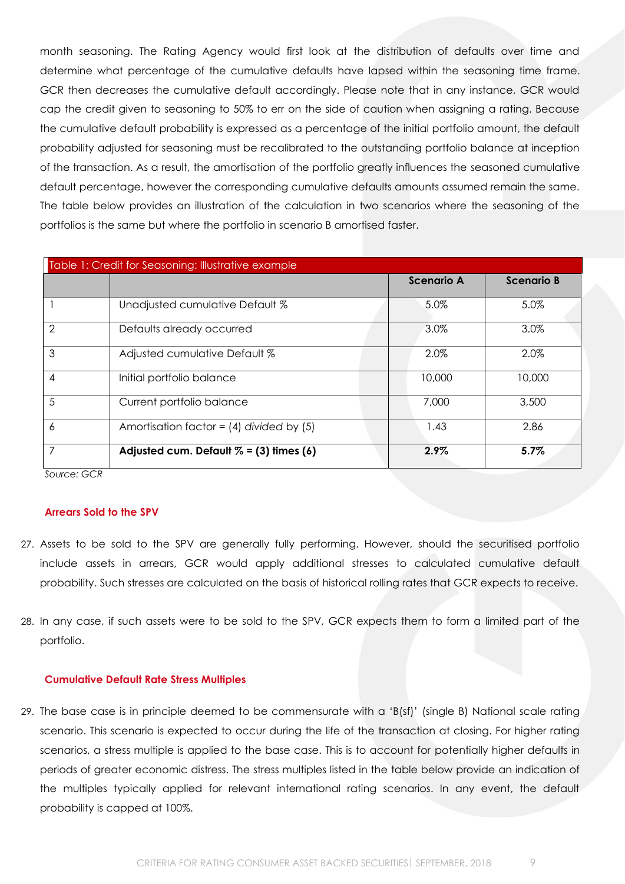month seasoning. The Rating Agency would first look at the distribution of defaults over time and determine what percentage of the cumulative defaults have lapsed within the seasoning time frame. GCR then decreases the cumulative default accordingly. Please note that in any instance, GCR would cap the credit given to seasoning to 50% to err on the side of caution when assigning a rating. Because the cumulative default probability is expressed as a percentage of the initial portfolio amount, the default probability adjusted for seasoning must be recalibrated to the outstanding portfolio balance at inception of the transaction. As a result, the amortisation of the portfolio greatly influences the seasoned cumulative default percentage, however the corresponding cumulative defaults amounts assumed remain the same. The table below provides an illustration of the calculation in two scenarios where the seasoning of the portfolios is the same but where the portfolio in scenario B amortised faster.

Table 1: Credit for Seasoning: Illustrative example

| | | Scenario A | Scenario B |
|---|---|---|---|
| 1 | Unadjusted cumulative Default % | 5.0% | 5.0% |
| 2 | Defaults already occurred | 3.0% | 3.0% |
| 3 | Adjusted cumulative Default % | 2.0% | 2.0% |
| 4 | Initial portfolio balance | 10,000 | 10,000 |
| 5 | Current portfolio balance | 7,000 | 3,500 |
| 6 | Amortisation factor = (4) *divided* by (5) | 1.43 | 2.86 |
| 7 | **Adjusted cum. Default % = (3) times (6)** | **2.9%** | **5.7%** |

*Source: GCR*

### Arrears Sold to the SPV

27. Assets to be sold to the SPV are generally fully performing. However, should the securitised portfolio include assets in arrears, GCR would apply additional stresses to calculated cumulative default probability. Such stresses are calculated on the basis of historical rolling rates that GCR expects to receive.

28. In any case, if such assets were to be sold to the SPV, GCR expects them to form a limited part of the portfolio.

### Cumulative Default Rate Stress Multiples

29. The base case is in principle deemed to be commensurate with a 'B(sf)' (single B) National scale rating scenario. This scenario is expected to occur during the life of the transaction at closing. For higher rating scenarios, a stress multiple is applied to the base case. This is to account for potentially higher defaults in periods of greater economic distress. The stress multiples listed in the table below provide an indication of the multiples typically applied for relevant international rating scenarios. In any event, the default probability is capped at 100%.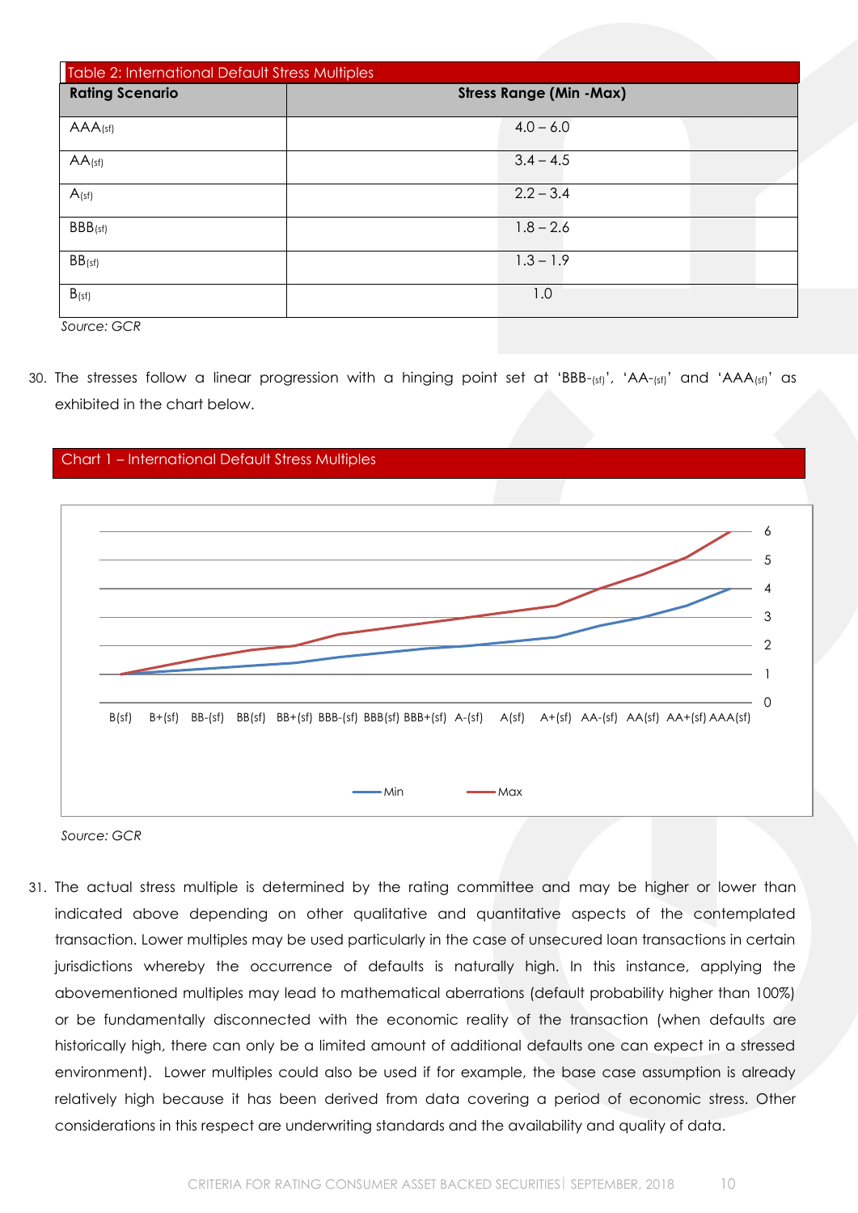Table 2: International Default Stress Multiples

| Rating Scenario | Stress Range (Min -Max) |
|---|---|
| AAA$_{(sf)}$ | 4.0 – 6.0 |
| AA$_{(sf)}$ | 3.4 – 4.5 |
| A$_{(sf)}$ | 2.2 – 3.4 |
| BBB$_{(sf)}$ | 1.8 – 2.6 |
| BB$_{(sf)}$ | 1.3 – 1.9 |
| B$_{(sf)}$ | 1.0 |

*Source: GCR*

30. The stresses follow a linear progression with a hinging point set at 'BBB-$_{(sf)}$', 'AA-$_{(sf)}$' and 'AAA$_{(sf)}$' as exhibited in the chart below.

Chart 1 – International Default Stress Multiples

*Source: GCR*

31. The actual stress multiple is determined by the rating committee and may be higher or lower than indicated above depending on other qualitative and quantitative aspects of the contemplated transaction. Lower multiples may be used particularly in the case of unsecured loan transactions in certain jurisdictions whereby the occurrence of defaults is naturally high. In this instance, applying the abovementioned multiples may lead to mathematical aberrations (default probability higher than 100%) or be fundamentally disconnected with the economic reality of the transaction (when defaults are historically high, there can only be a limited amount of additional defaults one can expect in a stressed environment). Lower multiples could also be used if for example, the base case assumption is already relatively high because it has been derived from data covering a period of economic stress. Other considerations in this respect are underwriting standards and the availability and quality of data.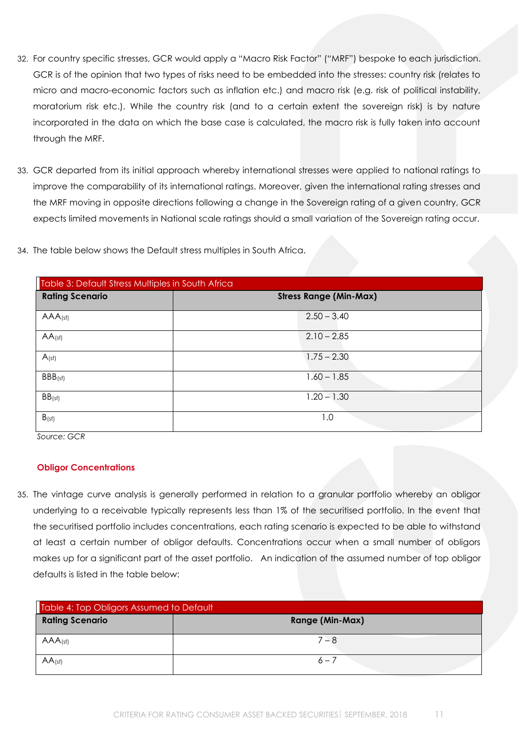32. For country specific stresses, GCR would apply a "Macro Risk Factor" ("MRF") bespoke to each jurisdiction. GCR is of the opinion that two types of risks need to be embedded into the stresses: country risk (relates to micro and macro-economic factors such as inflation etc.) and macro risk (e.g. risk of political instability, moratorium risk etc.). While the country risk (and to a certain extent the sovereign risk) is by nature incorporated in the data on which the base case is calculated, the macro risk is fully taken into account through the MRF.

33. GCR departed from its initial approach whereby international stresses were applied to national ratings to improve the comparability of its international ratings. Moreover, given the international rating stresses and the MRF moving in opposite directions following a change in the Sovereign rating of a given country, GCR expects limited movements in National scale ratings should a small variation of the Sovereign rating occur.

34. The table below shows the Default stress multiples in South Africa.

Table 3: Default Stress Multiples in South Africa

| Rating Scenario | Stress Range (Min-Max) |
| --- | --- |
| $AAA_{(sf)}$ | 2.50 – 3.40 |
| $AA_{(sf)}$ | 2.10 – 2.85 |
| $A_{(sf)}$ | 1.75 – 2.30 |
| $BBB_{(sf)}$ | 1.60 – 1.85 |
| $BB_{(sf)}$ | 1.20 – 1.30 |
| $B_{(sf)}$ | 1.0 |

*Source: GCR*

### Obligor Concentrations

35. The vintage curve analysis is generally performed in relation to a granular portfolio whereby an obligor underlying to a receivable typically represents less than 1% of the securitised portfolio. In the event that the securitised portfolio includes concentrations, each rating scenario is expected to be able to withstand at least a certain number of obligor defaults. Concentrations occur when a small number of obligors makes up for a significant part of the asset portfolio. An indication of the assumed number of top obligor defaults is listed in the table below:

Table 4: Top Obligors Assumed to Default

| Rating Scenario | Range (Min-Max) |
| --- | --- |
| $AAA_{(sf)}$ | 7 – 8 |
| $AA_{(sf)}$ | 6 – 7 |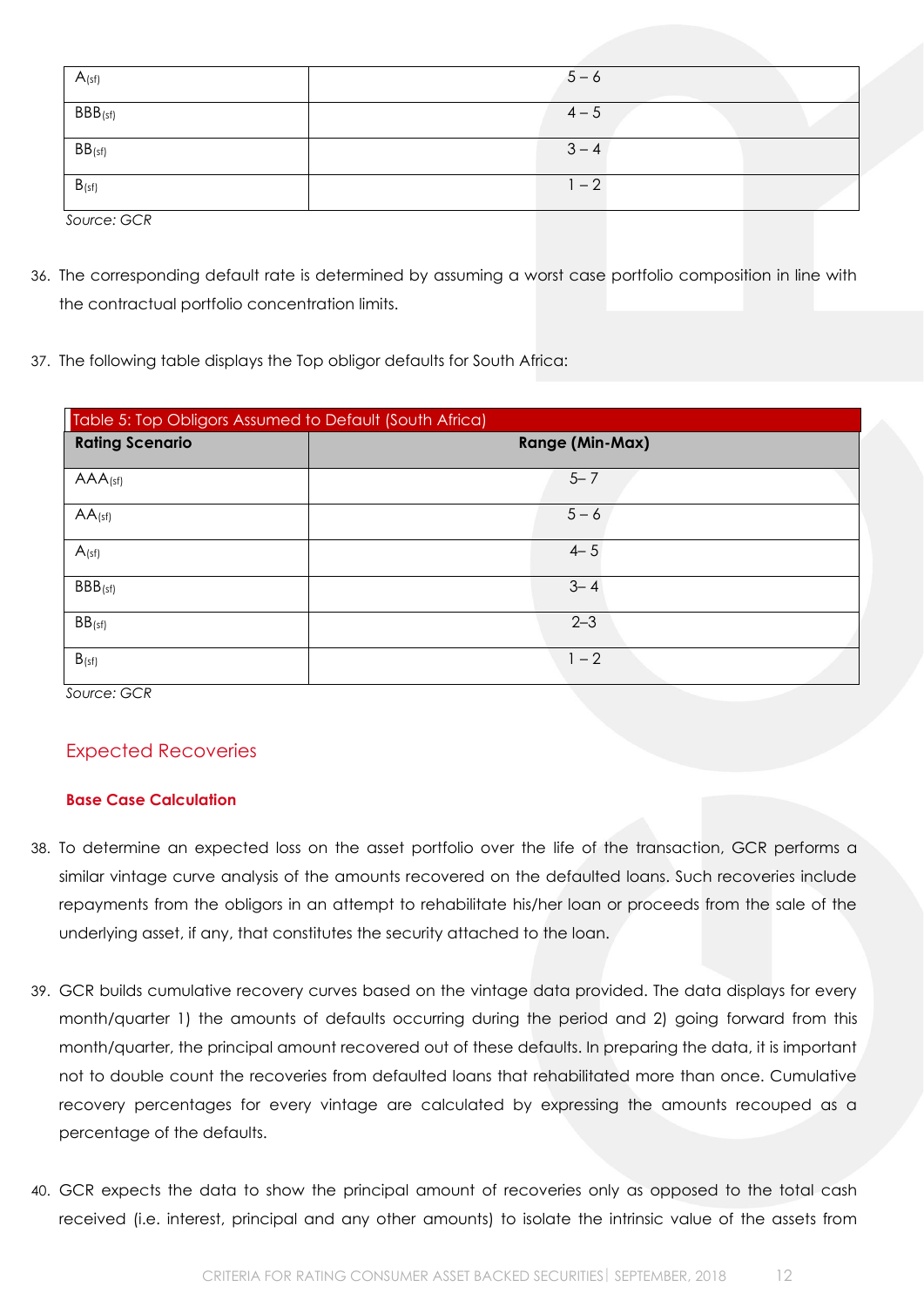| A(sf) | 5 – 6 |
| --- | --- |
| BBB(sf) | 4 – 5 |
| BB(sf) | 3 – 4 |
| B(sf) | 1 – 2 |

*Source: GCR*

36. The corresponding default rate is determined by assuming a worst case portfolio composition in line with the contractual portfolio concentration limits.

37. The following table displays the Top obligor defaults for South Africa:

Table 5: Top Obligors Assumed to Default (South Africa)

| Rating Scenario | Range (Min-Max) |
| --- | --- |
| AAA(sf) | 5– 7 |
| AA(sf) | 5 – 6 |
| A(sf) | 4– 5 |
| BBB(sf) | 3– 4 |
| BB(sf) | 2–3 |
| B(sf) | 1 – 2 |

*Source: GCR*

## Expected Recoveries

### Base Case Calculation

38. To determine an expected loss on the asset portfolio over the life of the transaction, GCR performs a similar vintage curve analysis of the amounts recovered on the defaulted loans. Such recoveries include repayments from the obligors in an attempt to rehabilitate his/her loan or proceeds from the sale of the underlying asset, if any, that constitutes the security attached to the loan.

39. GCR builds cumulative recovery curves based on the vintage data provided. The data displays for every month/quarter 1) the amounts of defaults occurring during the period and 2) going forward from this month/quarter, the principal amount recovered out of these defaults. In preparing the data, it is important not to double count the recoveries from defaulted loans that rehabilitated more than once. Cumulative recovery percentages for every vintage are calculated by expressing the amounts recouped as a percentage of the defaults.

40. GCR expects the data to show the principal amount of recoveries only as opposed to the total cash received (i.e. interest, principal and any other amounts) to isolate the intrinsic value of the assets from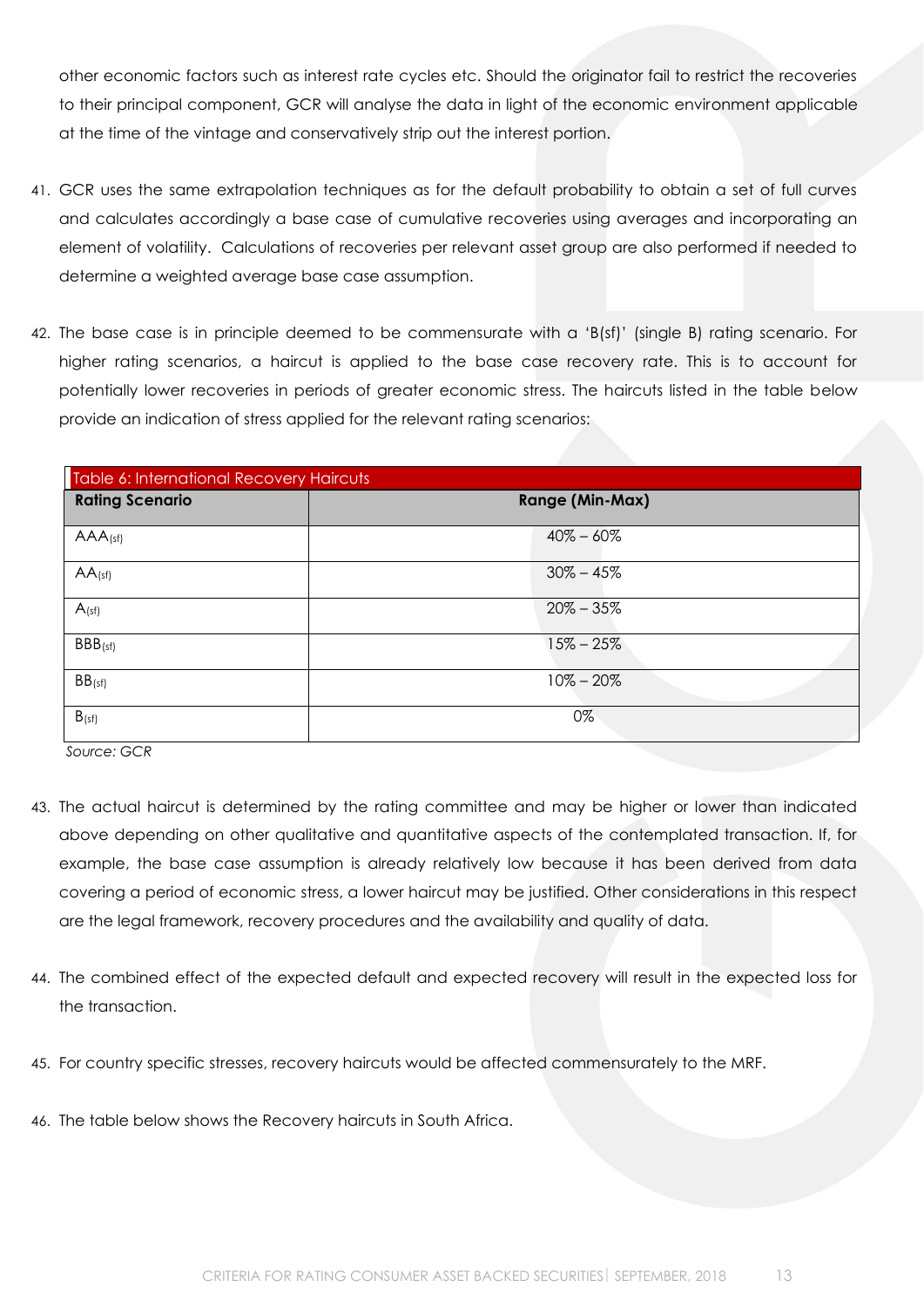other economic factors such as interest rate cycles etc. Should the originator fail to restrict the recoveries to their principal component, GCR will analyse the data in light of the economic environment applicable at the time of the vintage and conservatively strip out the interest portion.

41. GCR uses the same extrapolation techniques as for the default probability to obtain a set of full curves and calculates accordingly a base case of cumulative recoveries using averages and incorporating an element of volatility. Calculations of recoveries per relevant asset group are also performed if needed to determine a weighted average base case assumption.

42. The base case is in principle deemed to be commensurate with a 'B(sf)' (single B) rating scenario. For higher rating scenarios, a haircut is applied to the base case recovery rate. This is to account for potentially lower recoveries in periods of greater economic stress. The haircuts listed in the table below provide an indication of stress applied for the relevant rating scenarios:

| Table 6: International Recovery Haircuts | |
|---|---|
| **Rating Scenario** | **Range (Min-Max)** |
| AAA(sf) | 40% – 60% |
| AA(sf) | 30% – 45% |
| A(sf) | 20% – 35% |
| BBB(sf) | 15% – 25% |
| BB(sf) | 10% – 20% |
| B(sf) | 0% |

*Source: GCR*

43. The actual haircut is determined by the rating committee and may be higher or lower than indicated above depending on other qualitative and quantitative aspects of the contemplated transaction. If, for example, the base case assumption is already relatively low because it has been derived from data covering a period of economic stress, a lower haircut may be justified. Other considerations in this respect are the legal framework, recovery procedures and the availability and quality of data.

44. The combined effect of the expected default and expected recovery will result in the expected loss for the transaction.

45. For country specific stresses, recovery haircuts would be affected commensurately to the MRF.

46. The table below shows the Recovery haircuts in South Africa.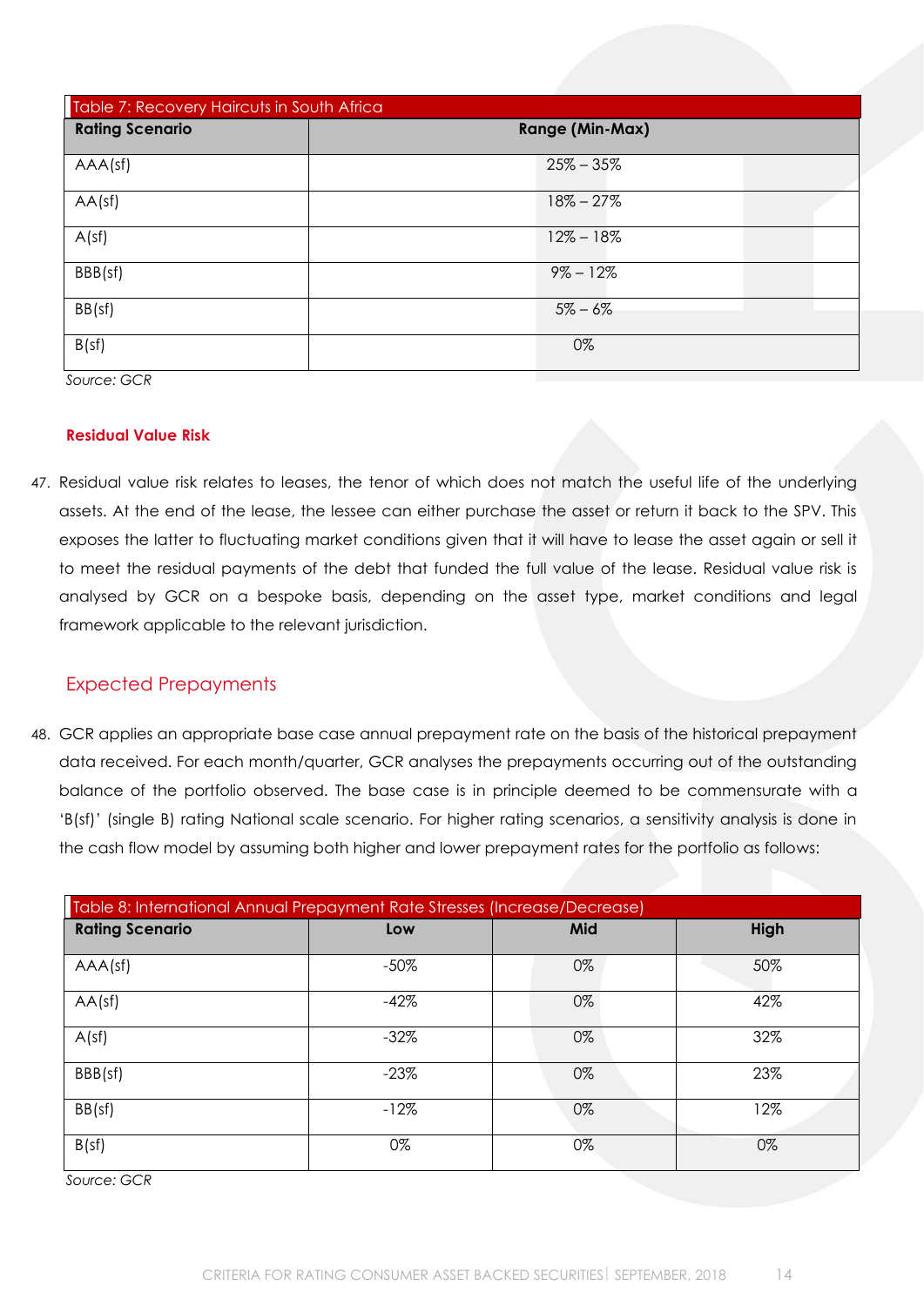| Table 7: Recovery Haircuts in South Africa | |
|---|---|
| **Rating Scenario** | **Range (Min-Max)** |
| AAA(sf) | 25% – 35% |
| AA(sf) | 18% – 27% |
| A(sf) | 12% – 18% |
| BBB(sf) | 9% – 12% |
| BB(sf) | 5% – 6% |
| B(sf) | 0% |

*Source: GCR*

#### Residual Value Risk

47. Residual value risk relates to leases, the tenor of which does not match the useful life of the underlying assets. At the end of the lease, the lessee can either purchase the asset or return it back to the SPV. This exposes the latter to fluctuating market conditions given that it will have to lease the asset again or sell it to meet the residual payments of the debt that funded the full value of the lease. Residual value risk is analysed by GCR on a bespoke basis, depending on the asset type, market conditions and legal framework applicable to the relevant jurisdiction.

### Expected Prepayments

48. GCR applies an appropriate base case annual prepayment rate on the basis of the historical prepayment data received. For each month/quarter, GCR analyses the prepayments occurring out of the outstanding balance of the portfolio observed. The base case is in principle deemed to be commensurate with a 'B(sf)' (single B) rating National scale scenario. For higher rating scenarios, a sensitivity analysis is done in the cash flow model by assuming both higher and lower prepayment rates for the portfolio as follows:

| Table 8: International Annual Prepayment Rate Stresses (Increase/Decrease) | | | |
|---|---|---|---|
| **Rating Scenario** | **Low** | **Mid** | **High** |
| AAA(sf) | -50% | 0% | 50% |
| AA(sf) | -42% | 0% | 42% |
| A(sf) | -32% | 0% | 32% |
| BBB(sf) | -23% | 0% | 23% |
| BB(sf) | -12% | 0% | 12% |
| B(sf) | 0% | 0% | 0% |

*Source: GCR*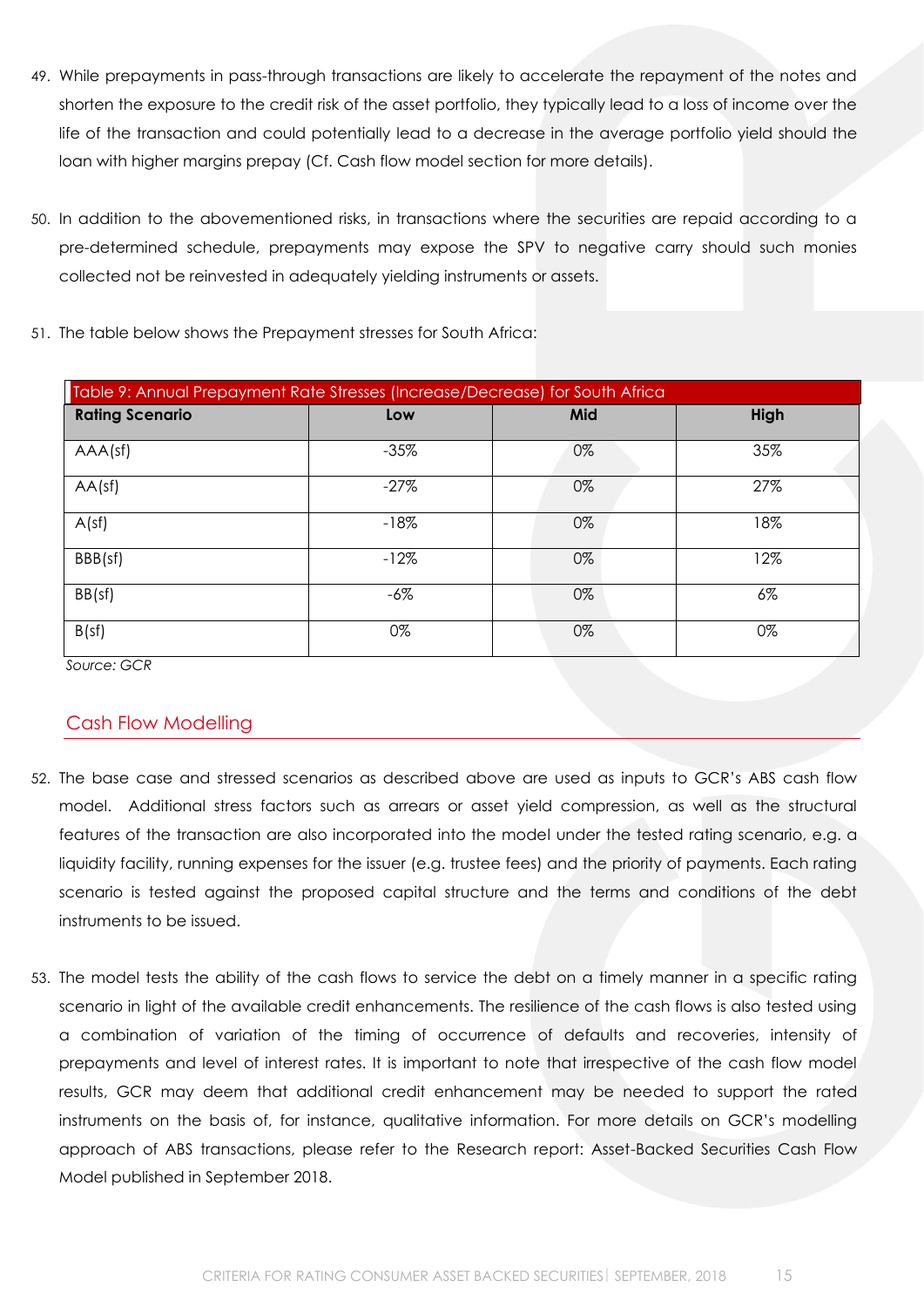49. While prepayments in pass-through transactions are likely to accelerate the repayment of the notes and shorten the exposure to the credit risk of the asset portfolio, they typically lead to a loss of income over the life of the transaction and could potentially lead to a decrease in the average portfolio yield should the loan with higher margins prepay (Cf. Cash flow model section for more details).

50. In addition to the abovementioned risks, in transactions where the securities are repaid according to a pre-determined schedule, prepayments may expose the SPV to negative carry should such monies collected not be reinvested in adequately yielding instruments or assets.

51. The table below shows the Prepayment stresses for South Africa:

Table 9: Annual Prepayment Rate Stresses (Increase/Decrease) for South Africa

| Rating Scenario | Low | Mid | High |
|---|---|---|---|
| AAA(sf) | -35% | 0% | 35% |
| AA(sf) | -27% | 0% | 27% |
| A(sf) | -18% | 0% | 18% |
| BBB(sf) | -12% | 0% | 12% |
| BB(sf) | -6% | 0% | 6% |
| B(sf) | 0% | 0% | 0% |

*Source: GCR*

## Cash Flow Modelling

52. The base case and stressed scenarios as described above are used as inputs to GCR's ABS cash flow model. Additional stress factors such as arrears or asset yield compression, as well as the structural features of the transaction are also incorporated into the model under the tested rating scenario, e.g. a liquidity facility, running expenses for the issuer (e.g. trustee fees) and the priority of payments. Each rating scenario is tested against the proposed capital structure and the terms and conditions of the debt instruments to be issued.

53. The model tests the ability of the cash flows to service the debt on a timely manner in a specific rating scenario in light of the available credit enhancements. The resilience of the cash flows is also tested using a combination of variation of the timing of occurrence of defaults and recoveries, intensity of prepayments and level of interest rates. It is important to note that irrespective of the cash flow model results, GCR may deem that additional credit enhancement may be needed to support the rated instruments on the basis of, for instance, qualitative information. For more details on GCR's modelling approach of ABS transactions, please refer to the Research report: Asset-Backed Securities Cash Flow Model published in September 2018.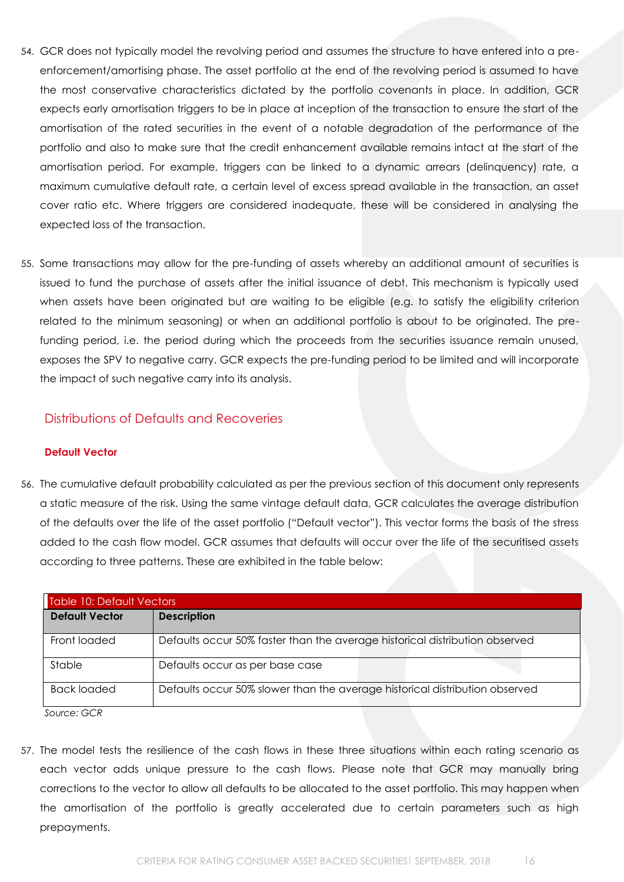54. GCR does not typically model the revolving period and assumes the structure to have entered into a pre-enforcement/amortising phase. The asset portfolio at the end of the revolving period is assumed to have the most conservative characteristics dictated by the portfolio covenants in place. In addition, GCR expects early amortisation triggers to be in place at inception of the transaction to ensure the start of the amortisation of the rated securities in the event of a notable degradation of the performance of the portfolio and also to make sure that the credit enhancement available remains intact at the start of the amortisation period. For example, triggers can be linked to a dynamic arrears (delinquency) rate, a maximum cumulative default rate, a certain level of excess spread available in the transaction, an asset cover ratio etc. Where triggers are considered inadequate, these will be considered in analysing the expected loss of the transaction.

55. Some transactions may allow for the pre-funding of assets whereby an additional amount of securities is issued to fund the purchase of assets after the initial issuance of debt. This mechanism is typically used when assets have been originated but are waiting to be eligible (e.g. to satisfy the eligibility criterion related to the minimum seasoning) or when an additional portfolio is about to be originated. The pre-funding period, i.e. the period during which the proceeds from the securities issuance remain unused, exposes the SPV to negative carry. GCR expects the pre-funding period to be limited and will incorporate the impact of such negative carry into its analysis.

## Distributions of Defaults and Recoveries

### Default Vector

56. The cumulative default probability calculated as per the previous section of this document only represents a static measure of the risk. Using the same vintage default data, GCR calculates the average distribution of the defaults over the life of the asset portfolio ("Default vector"). This vector forms the basis of the stress added to the cash flow model. GCR assumes that defaults will occur over the life of the securitised assets according to three patterns. These are exhibited in the table below:

Table 10: Default Vectors

| Default Vector | Description |
|---|---|
| Front loaded | Defaults occur 50% faster than the average historical distribution observed |
| Stable | Defaults occur as per base case |
| Back loaded | Defaults occur 50% slower than the average historical distribution observed |

*Source: GCR*

57. The model tests the resilience of the cash flows in these three situations within each rating scenario as each vector adds unique pressure to the cash flows. Please note that GCR may manually bring corrections to the vector to allow all defaults to be allocated to the asset portfolio. This may happen when the amortisation of the portfolio is greatly accelerated due to certain parameters such as high prepayments.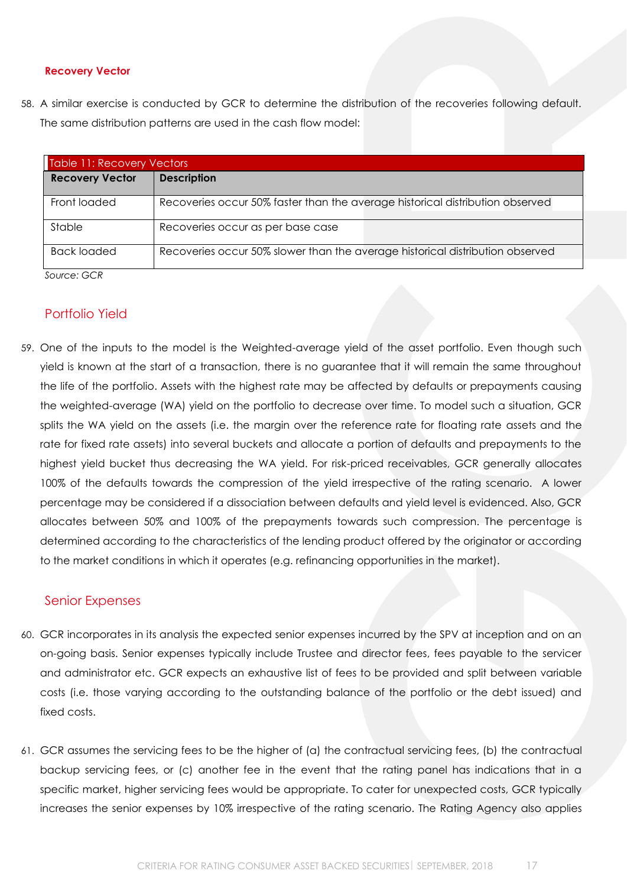#### Recovery Vector

58. A similar exercise is conducted by GCR to determine the distribution of the recoveries following default. The same distribution patterns are used in the cash flow model:

Table 11: Recovery Vectors

| Recovery Vector | Description |
|---|---|
| Front loaded | Recoveries occur 50% faster than the average historical distribution observed |
| Stable | Recoveries occur as per base case |
| Back loaded | Recoveries occur 50% slower than the average historical distribution observed |

*Source: GCR*

### Portfolio Yield

59. One of the inputs to the model is the Weighted-average yield of the asset portfolio. Even though such yield is known at the start of a transaction, there is no guarantee that it will remain the same throughout the life of the portfolio. Assets with the highest rate may be affected by defaults or prepayments causing the weighted-average (WA) yield on the portfolio to decrease over time. To model such a situation, GCR splits the WA yield on the assets (i.e. the margin over the reference rate for floating rate assets and the rate for fixed rate assets) into several buckets and allocate a portion of defaults and prepayments to the highest yield bucket thus decreasing the WA yield. For risk-priced receivables, GCR generally allocates 100% of the defaults towards the compression of the yield irrespective of the rating scenario. A lower percentage may be considered if a dissociation between defaults and yield level is evidenced. Also, GCR allocates between 50% and 100% of the prepayments towards such compression. The percentage is determined according to the characteristics of the lending product offered by the originator or according to the market conditions in which it operates (e.g. refinancing opportunities in the market).

### Senior Expenses

60. GCR incorporates in its analysis the expected senior expenses incurred by the SPV at inception and on an on-going basis. Senior expenses typically include Trustee and director fees, fees payable to the servicer and administrator etc. GCR expects an exhaustive list of fees to be provided and split between variable costs (i.e. those varying according to the outstanding balance of the portfolio or the debt issued) and fixed costs.

61. GCR assumes the servicing fees to be the higher of (a) the contractual servicing fees, (b) the contractual backup servicing fees, or (c) another fee in the event that the rating panel has indications that in a specific market, higher servicing fees would be appropriate. To cater for unexpected costs, GCR typically increases the senior expenses by 10% irrespective of the rating scenario. The Rating Agency also applies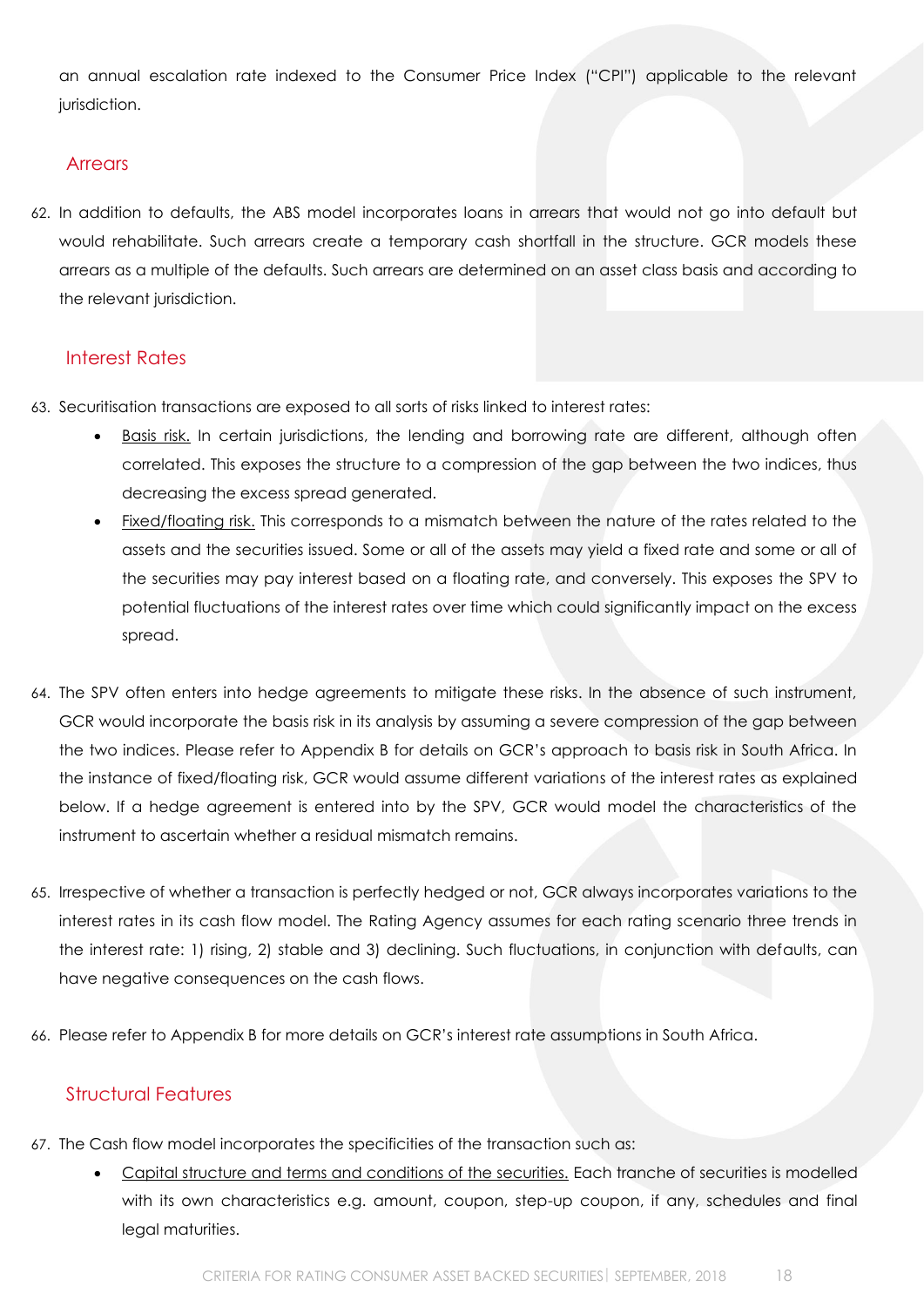an annual escalation rate indexed to the Consumer Price Index ("CPI") applicable to the relevant jurisdiction.

## Arrears

62. In addition to defaults, the ABS model incorporates loans in arrears that would not go into default but would rehabilitate. Such arrears create a temporary cash shortfall in the structure. GCR models these arrears as a multiple of the defaults. Such arrears are determined on an asset class basis and according to the relevant jurisdiction.

## Interest Rates

63. Securitisation transactions are exposed to all sorts of risks linked to interest rates:
    - Basis risk. In certain jurisdictions, the lending and borrowing rate are different, although often correlated. This exposes the structure to a compression of the gap between the two indices, thus decreasing the excess spread generated.
    - Fixed/floating risk. This corresponds to a mismatch between the nature of the rates related to the assets and the securities issued. Some or all of the assets may yield a fixed rate and some or all of the securities may pay interest based on a floating rate, and conversely. This exposes the SPV to potential fluctuations of the interest rates over time which could significantly impact on the excess spread.

64. The SPV often enters into hedge agreements to mitigate these risks. In the absence of such instrument, GCR would incorporate the basis risk in its analysis by assuming a severe compression of the gap between the two indices. Please refer to Appendix B for details on GCR's approach to basis risk in South Africa. In the instance of fixed/floating risk, GCR would assume different variations of the interest rates as explained below. If a hedge agreement is entered into by the SPV, GCR would model the characteristics of the instrument to ascertain whether a residual mismatch remains.

65. Irrespective of whether a transaction is perfectly hedged or not, GCR always incorporates variations to the interest rates in its cash flow model. The Rating Agency assumes for each rating scenario three trends in the interest rate: 1) rising, 2) stable and 3) declining. Such fluctuations, in conjunction with defaults, can have negative consequences on the cash flows.

66. Please refer to Appendix B for more details on GCR's interest rate assumptions in South Africa.

## Structural Features

67. The Cash flow model incorporates the specificities of the transaction such as:
    - Capital structure and terms and conditions of the securities. Each tranche of securities is modelled with its own characteristics e.g. amount, coupon, step-up coupon, if any, schedules and final legal maturities.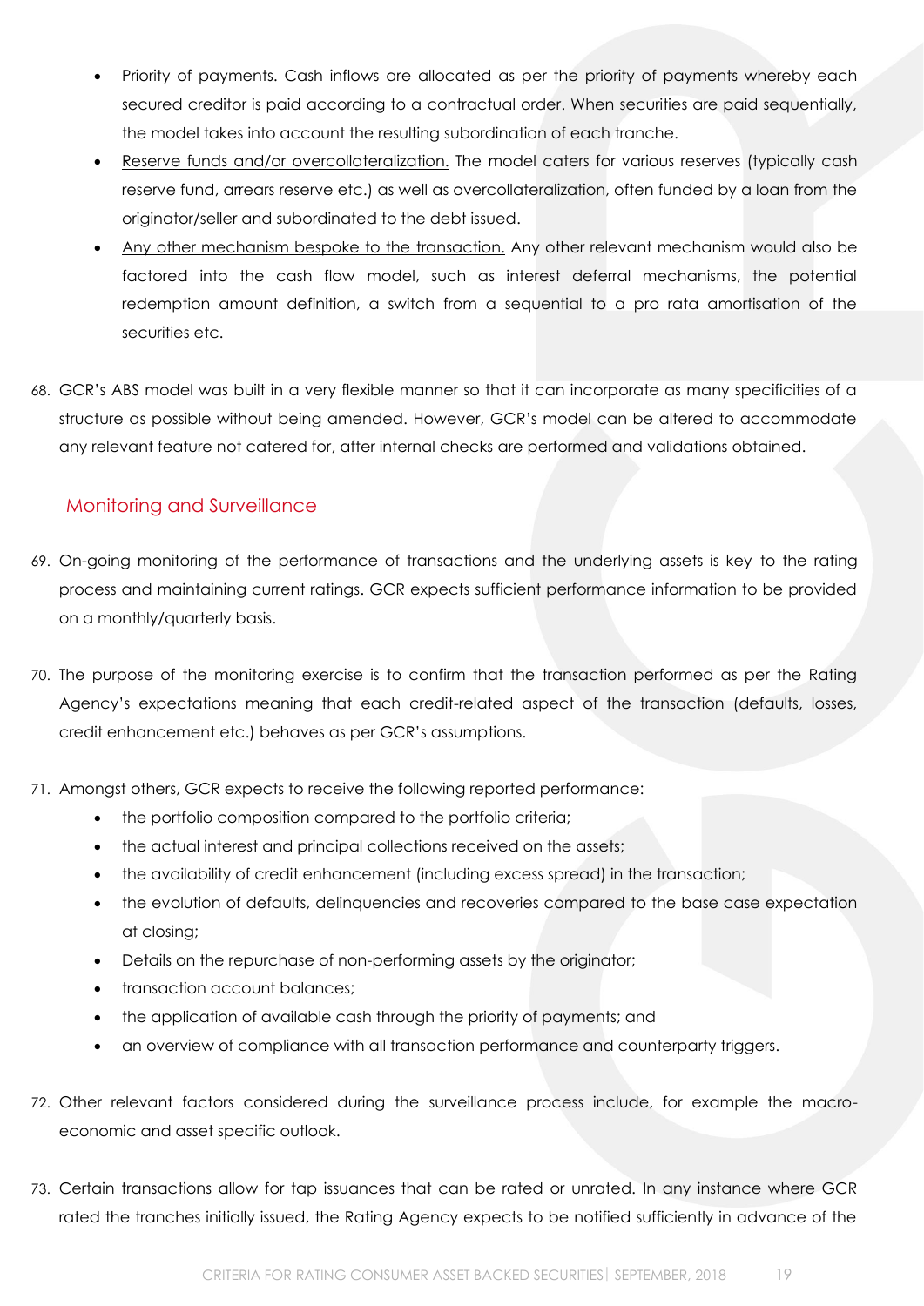- Priority of payments. Cash inflows are allocated as per the priority of payments whereby each secured creditor is paid according to a contractual order. When securities are paid sequentially, the model takes into account the resulting subordination of each tranche.
- Reserve funds and/or overcollateralization. The model caters for various reserves (typically cash reserve fund, arrears reserve etc.) as well as overcollateralization, often funded by a loan from the originator/seller and subordinated to the debt issued.
- Any other mechanism bespoke to the transaction. Any other relevant mechanism would also be factored into the cash flow model, such as interest deferral mechanisms, the potential redemption amount definition, a switch from a sequential to a pro rata amortisation of the securities etc.

68. GCR's ABS model was built in a very flexible manner so that it can incorporate as many specificities of a structure as possible without being amended. However, GCR's model can be altered to accommodate any relevant feature not catered for, after internal checks are performed and validations obtained.

## Monitoring and Surveillance

69. On-going monitoring of the performance of transactions and the underlying assets is key to the rating process and maintaining current ratings. GCR expects sufficient performance information to be provided on a monthly/quarterly basis.

70. The purpose of the monitoring exercise is to confirm that the transaction performed as per the Rating Agency's expectations meaning that each credit-related aspect of the transaction (defaults, losses, credit enhancement etc.) behaves as per GCR's assumptions.

71. Amongst others, GCR expects to receive the following reported performance:
    - the portfolio composition compared to the portfolio criteria;
    - the actual interest and principal collections received on the assets;
    - the availability of credit enhancement (including excess spread) in the transaction;
    - the evolution of defaults, delinquencies and recoveries compared to the base case expectation at closing;
    - Details on the repurchase of non-performing assets by the originator;
    - transaction account balances;
    - the application of available cash through the priority of payments; and
    - an overview of compliance with all transaction performance and counterparty triggers.

72. Other relevant factors considered during the surveillance process include, for example the macro-economic and asset specific outlook.

73. Certain transactions allow for tap issuances that can be rated or unrated. In any instance where GCR rated the tranches initially issued, the Rating Agency expects to be notified sufficiently in advance of the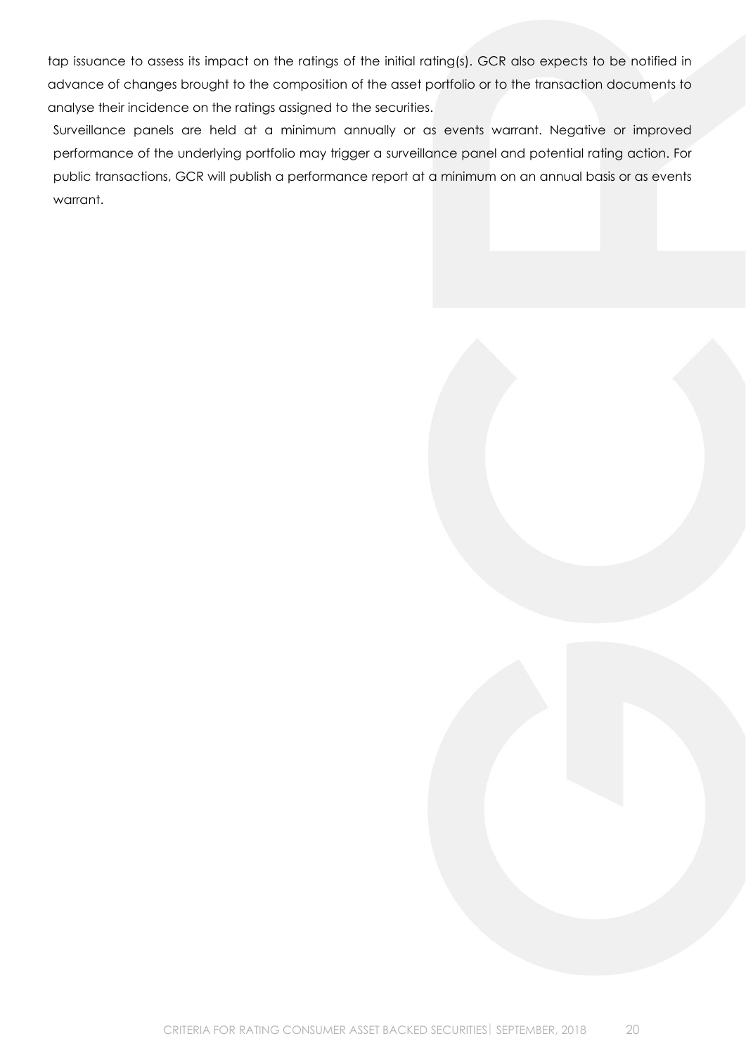tap issuance to assess its impact on the ratings of the initial rating(s). GCR also expects to be notified in advance of changes brought to the composition of the asset portfolio or to the transaction documents to analyse their incidence on the ratings assigned to the securities.

Surveillance panels are held at a minimum annually or as events warrant. Negative or improved performance of the underlying portfolio may trigger a surveillance panel and potential rating action. For public transactions, GCR will publish a performance report at a minimum on an annual basis or as events warrant.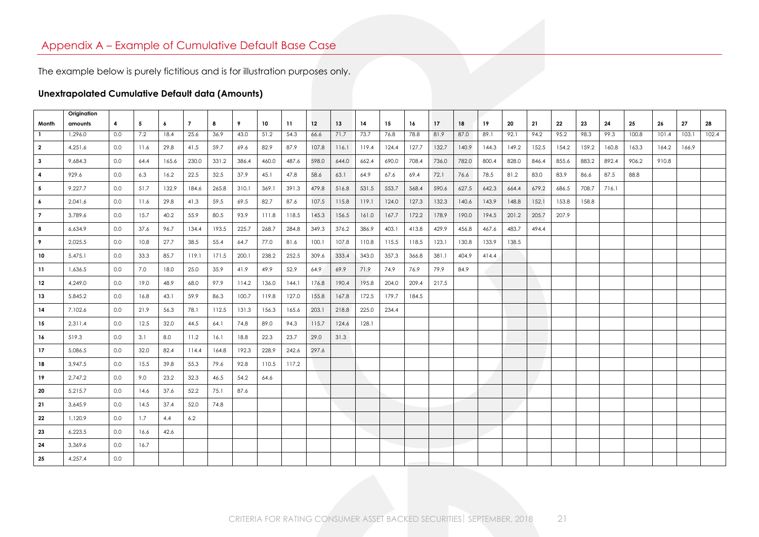# Appendix A – Example of Cumulative Default Base Case

The example below is purely fictitious and is for illustration purposes only.

**Unextrapolated Cumulative Default data (Amounts)**

| Month | Origination amounts | 4 | 5 | 6 | 7 | 8 | 9 | 10 | 11 | 12 | 13 | 14 | 15 | 16 | 17 | 18 | 19 | 20 | 21 | 22 | 23 | 24 | 25 | 26 | 27 | 28 |
|---|---|---|---|---|---|---|---|---|---|---|---|---|---|---|---|---|---|---|---|---|---|---|---|---|---|---|
| 1 | 1,296.0 | 0.0 | 7.2 | 18.4 | 25.6 | 36.9 | 43.0 | 51.2 | 54.3 | 66.6 | 71.7 | 73.7 | 76.8 | 78.8 | 81.9 | 87.0 | 89.1 | 92.1 | 94.2 | 95.2 | 98.3 | 99.3 | 100.8 | 101.4 | 103.1 | 102.4 |
| 2 | 4,251.6 | 0.0 | 11.6 | 29.8 | 41.5 | 59.7 | 69.6 | 82.9 | 87.9 | 107.8 | 116.1 | 119.4 | 124.4 | 127.7 | 132.7 | 140.9 | 144.3 | 149.2 | 152.5 | 154.2 | 159.2 | 160.8 | 163.3 | 164.2 | 166.9 | |
| 3 | 9,684.3 | 0.0 | 64.4 | 165.6 | 230.0 | 331.2 | 386.4 | 460.0 | 487.6 | 598.0 | 644.0 | 662.4 | 690.0 | 708.4 | 736.0 | 782.0 | 800.4 | 828.0 | 846.4 | 855.6 | 883.2 | 892.4 | 906.2 | 910.8 | | |
| 4 | 929.6 | 0.0 | 6.3 | 16.2 | 22.5 | 32.5 | 37.9 | 45.1 | 47.8 | 58.6 | 63.1 | 64.9 | 67.6 | 69.4 | 72.1 | 76.6 | 78.5 | 81.2 | 83.0 | 83.9 | 86.6 | 87.5 | 88.8 | | | |
| 5 | 9,227.7 | 0.0 | 51.7 | 132.9 | 184.6 | 265.8 | 310.1 | 369.1 | 391.3 | 479.8 | 516.8 | 531.5 | 553.7 | 568.4 | 590.6 | 627.5 | 642.3 | 664.4 | 679.2 | 686.5 | 708.7 | 716.1 | | | | |
| 6 | 2,041.6 | 0.0 | 11.6 | 29.8 | 41.3 | 59.5 | 69.5 | 82.7 | 87.6 | 107.5 | 115.8 | 119.1 | 124.0 | 127.3 | 132.3 | 140.6 | 143.9 | 148.8 | 152.1 | 153.8 | 158.8 | | | | | |
| 7 | 3,789.6 | 0.0 | 15.7 | 40.2 | 55.9 | 80.5 | 93.9 | 111.8 | 118.5 | 145.3 | 156.5 | 161.0 | 167.7 | 172.2 | 178.9 | 190.0 | 194.5 | 201.2 | 205.7 | 207.9 | | | | | | |
| 8 | 6,634.9 | 0.0 | 37.6 | 96.7 | 134.4 | 193.5 | 225.7 | 268.7 | 284.8 | 349.3 | 376.2 | 386.9 | 403.1 | 413.8 | 429.9 | 456.8 | 467.6 | 483.7 | 494.4 | | | | | | | |
| 9 | 2,025.5 | 0.0 | 10.8 | 27.7 | 38.5 | 55.4 | 64.7 | 77.0 | 81.6 | 100.1 | 107.8 | 110.8 | 115.5 | 118.5 | 123.1 | 130.8 | 133.9 | 138.5 | | | | | | | | |
| 10 | 5,475.1 | 0.0 | 33.3 | 85.7 | 119.1 | 171.5 | 200.1 | 238.2 | 252.5 | 309.6 | 333.4 | 343.0 | 357.3 | 366.8 | 381.1 | 404.9 | 414.4 | | | | | | | | | |
| 11 | 1,636.5 | 0.0 | 7.0 | 18.0 | 25.0 | 35.9 | 41.9 | 49.9 | 52.9 | 64.9 | 69.9 | 71.9 | 74.9 | 76.9 | 79.9 | 84.9 | | | | | | | | | | |
| 12 | 4,249.0 | 0.0 | 19.0 | 48.9 | 68.0 | 97.9 | 114.2 | 136.0 | 144.1 | 176.8 | 190.4 | 195.8 | 204.0 | 209.4 | 217.5 | | | | | | | | | | | |
| 13 | 5,845.2 | 0.0 | 16.8 | 43.1 | 59.9 | 86.3 | 100.7 | 119.8 | 127.0 | 155.8 | 167.8 | 172.5 | 179.7 | 184.5 | | | | | | | | | | | | |
| 14 | 7,102.6 | 0.0 | 21.9 | 56.3 | 78.1 | 112.5 | 131.3 | 156.3 | 165.6 | 203.1 | 218.8 | 225.0 | 234.4 | | | | | | | | | | | | | |
| 15 | 2,311.4 | 0.0 | 12.5 | 32.0 | 44.5 | 64.1 | 74.8 | 89.0 | 94.3 | 115.7 | 124.6 | 128.1 | | | | | | | | | | | | | | |
| 16 | 519.3 | 0.0 | 3.1 | 8.0 | 11.2 | 16.1 | 18.8 | 22.3 | 23.7 | 29.0 | 31.3 | | | | | | | | | | | | | | | |
| 17 | 5,086.5 | 0.0 | 32.0 | 82.4 | 114.4 | 164.8 | 192.3 | 228.9 | 242.6 | 297.6 | | | | | | | | | | | | | | | | |
| 18 | 3,947.5 | 0.0 | 15.5 | 39.8 | 55.3 | 79.6 | 92.8 | 110.5 | 117.2 | | | | | | | | | | | | | | | | | |
| 19 | 2,747.2 | 0.0 | 9.0 | 23.2 | 32.3 | 46.5 | 54.2 | 64.6 | | | | | | | | | | | | | | | | | | |
| 20 | 5,215.7 | 0.0 | 14.6 | 37.6 | 52.2 | 75.1 | 87.6 | | | | | | | | | | | | | | | | | | | |
| 21 | 3,645.9 | 0.0 | 14.5 | 37.4 | 52.0 | 74.8 | | | | | | | | | | | | | | | | | | | | |
| 22 | 1,120.9 | 0.0 | 1.7 | 4.4 | 6.2 | | | | | | | | | | | | | | | | | | | | | |
| 23 | 6,223.5 | 0.0 | 16.6 | 42.6 | | | | | | | | | | | | | | | | | | | | | | |
| 24 | 3,369.6 | 0.0 | 16.7 | | | | | | | | | | | | | | | | | | | | | | | |
| 25 | 4,257.4 | 0.0 | | | | | | | | | | | | | | | | | | | | | | | | |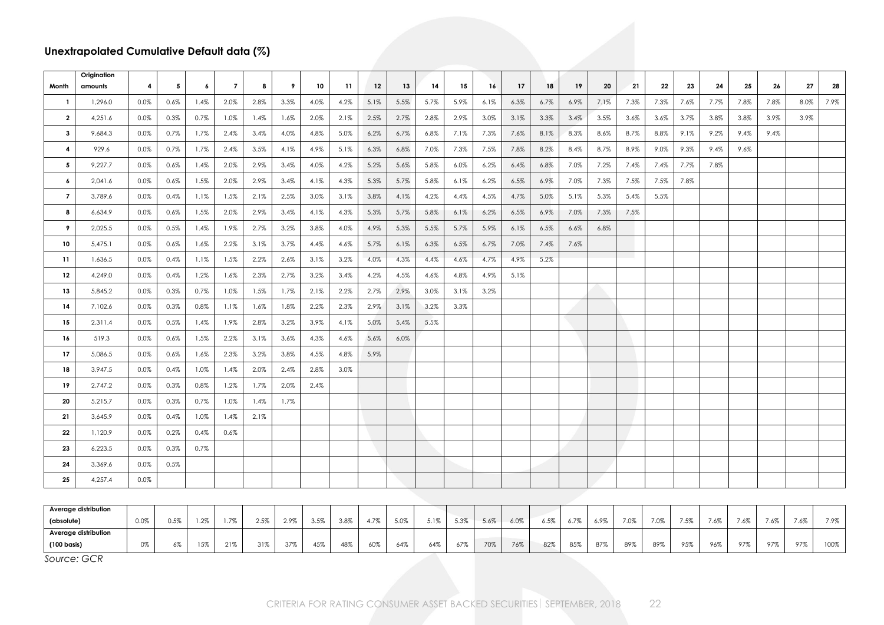### Unextrapolated Cumulative Default data (%)

| Month | Origination amounts | 4 | 5 | 6 | 7 | 8 | 9 | 10 | 11 | 12 | 13 | 14 | 15 | 16 | 17 | 18 | 19 | 20 | 21 | 22 | 23 | 24 | 25 | 26 | 27 | 28 |
|---|---|---|---|---|---|---|---|---|---|---|---|---|---|---|---|---|---|---|---|---|---|---|---|---|---|---|
| 1 | 1,296.0 | 0.0% | 0.6% | 1.4% | 2.0% | 2.8% | 3.3% | 4.0% | 4.2% | 5.1% | 5.5% | 5.7% | 5.9% | 6.1% | 6.3% | 6.7% | 6.9% | 7.1% | 7.3% | 7.3% | 7.6% | 7.7% | 7.8% | 7.8% | 8.0% | 7.9% |
| 2 | 4,251.6 | 0.0% | 0.3% | 0.7% | 1.0% | 1.4% | 1.6% | 2.0% | 2.1% | 2.5% | 2.7% | 2.8% | 2.9% | 3.0% | 3.1% | 3.3% | 3.4% | 3.5% | 3.6% | 3.6% | 3.7% | 3.8% | 3.8% | 3.9% | 3.9% | |
| 3 | 9,684.3 | 0.0% | 0.7% | 1.7% | 2.4% | 3.4% | 4.0% | 4.8% | 5.0% | 6.2% | 6.7% | 6.8% | 7.1% | 7.3% | 7.6% | 8.1% | 8.3% | 8.6% | 8.7% | 8.8% | 9.1% | 9.2% | 9.4% | 9.4% | | |
| 4 | 929.6 | 0.0% | 0.7% | 1.7% | 2.4% | 3.5% | 4.1% | 4.9% | 5.1% | 6.3% | 6.8% | 7.0% | 7.3% | 7.5% | 7.8% | 8.2% | 8.4% | 8.7% | 8.9% | 9.0% | 9.3% | 9.4% | 9.6% | | | |
| 5 | 9,227.7 | 0.0% | 0.6% | 1.4% | 2.0% | 2.9% | 3.4% | 4.0% | 4.2% | 5.2% | 5.6% | 5.8% | 6.0% | 6.2% | 6.4% | 6.8% | 7.0% | 7.2% | 7.4% | 7.4% | 7.7% | 7.8% | | | | |
| 6 | 2,041.6 | 0.0% | 0.6% | 1.5% | 2.0% | 2.9% | 3.4% | 4.1% | 4.3% | 5.3% | 5.7% | 5.8% | 6.1% | 6.2% | 6.5% | 6.9% | 7.0% | 7.3% | 7.5% | 7.5% | 7.8% | | | | | |
| 7 | 3,789.6 | 0.0% | 0.4% | 1.1% | 1.5% | 2.1% | 2.5% | 3.0% | 3.1% | 3.8% | 4.1% | 4.2% | 4.4% | 4.5% | 4.7% | 5.0% | 5.1% | 5.3% | 5.4% | 5.5% | | | | | | |
| 8 | 6,634.9 | 0.0% | 0.6% | 1.5% | 2.0% | 2.9% | 3.4% | 4.1% | 4.3% | 5.3% | 5.7% | 5.8% | 6.1% | 6.2% | 6.5% | 6.9% | 7.0% | 7.3% | 7.5% | | | | | | | |
| 9 | 2,025.5 | 0.0% | 0.5% | 1.4% | 1.9% | 2.7% | 3.2% | 3.8% | 4.0% | 4.9% | 5.3% | 5.5% | 5.7% | 5.9% | 6.1% | 6.5% | 6.6% | 6.8% | | | | | | | | |
| 10 | 5,475.1 | 0.0% | 0.6% | 1.6% | 2.2% | 3.1% | 3.7% | 4.4% | 4.6% | 5.7% | 6.1% | 6.3% | 6.5% | 6.7% | 7.0% | 7.4% | 7.6% | | | | | | | | | |
| 11 | 1,636.5 | 0.0% | 0.4% | 1.1% | 1.5% | 2.2% | 2.6% | 3.1% | 3.2% | 4.0% | 4.3% | 4.4% | 4.6% | 4.7% | 4.9% | 5.2% | | | | | | | | | | |
| 12 | 4,249.0 | 0.0% | 0.4% | 1.2% | 1.6% | 2.3% | 2.7% | 3.2% | 3.4% | 4.2% | 4.5% | 4.6% | 4.8% | 4.9% | 5.1% | | | | | | | | | | | |
| 13 | 5,845.2 | 0.0% | 0.3% | 0.7% | 1.0% | 1.5% | 1.7% | 2.1% | 2.2% | 2.7% | 2.9% | 3.0% | 3.1% | 3.2% | | | | | | | | | | | | |
| 14 | 7,102.6 | 0.0% | 0.3% | 0.8% | 1.1% | 1.6% | 1.8% | 2.2% | 2.3% | 2.9% | 3.1% | 3.2% | 3.3% | | | | | | | | | | | | | |
| 15 | 2,311.4 | 0.0% | 0.5% | 1.4% | 1.9% | 2.8% | 3.2% | 3.9% | 4.1% | 5.0% | 5.4% | 5.5% | | | | | | | | | | | | | | |
| 16 | 519.3 | 0.0% | 0.6% | 1.5% | 2.2% | 3.1% | 3.6% | 4.3% | 4.6% | 5.6% | 6.0% | | | | | | | | | | | | | | | |
| 17 | 5,086.5 | 0.0% | 0.6% | 1.6% | 2.3% | 3.2% | 3.8% | 4.5% | 4.8% | 5.9% | | | | | | | | | | | | | | | | |
| 18 | 3,947.5 | 0.0% | 0.4% | 1.0% | 1.4% | 2.0% | 2.4% | 2.8% | 3.0% | | | | | | | | | | | | | | | | | |
| 19 | 2,747.2 | 0.0% | 0.3% | 0.8% | 1.2% | 1.7% | 2.0% | 2.4% | | | | | | | | | | | | | | | | | | |
| 20 | 5,215.7 | 0.0% | 0.3% | 0.7% | 1.0% | 1.4% | 1.7% | | | | | | | | | | | | | | | | | | | |
| 21 | 3,645.9 | 0.0% | 0.4% | 1.0% | 1.4% | 2.1% | | | | | | | | | | | | | | | | | | | | |
| 22 | 1,120.9 | 0.0% | 0.2% | 0.4% | 0.6% | | | | | | | | | | | | | | | | | | | | | |
| 23 | 6,223.5 | 0.0% | 0.3% | 0.7% | | | | | | | | | | | | | | | | | | | | | | |
| 24 | 3,369.6 | 0.0% | 0.5% | | | | | | | | | | | | | | | | | | | | | | | |
| 25 | 4,257.4 | 0.0% | | | | | | | | | | | | | | | | | | | | | | | | |
| **Average distribution (absolute)** | | 0.0% | 0.5% | 1.2% | 1.7% | 2.5% | 2.9% | 3.5% | 3.8% | 4.7% | 5.0% | 5.1% | 5.3% | 5.6% | 6.0% | 6.5% | 6.7% | 6.9% | 7.0% | 7.0% | 7.5% | 7.6% | 7.6% | 7.6% | 7.6% | 7.9% |
| **Average distribution (100 basis)** | | 0% | 6% | 15% | 21% | 31% | 37% | 45% | 48% | 60% | 64% | 64% | 67% | 70% | 76% | 82% | 85% | 87% | 89% | 89% | 95% | 96% | 97% | 97% | 97% | 100% |

*Source: GCR*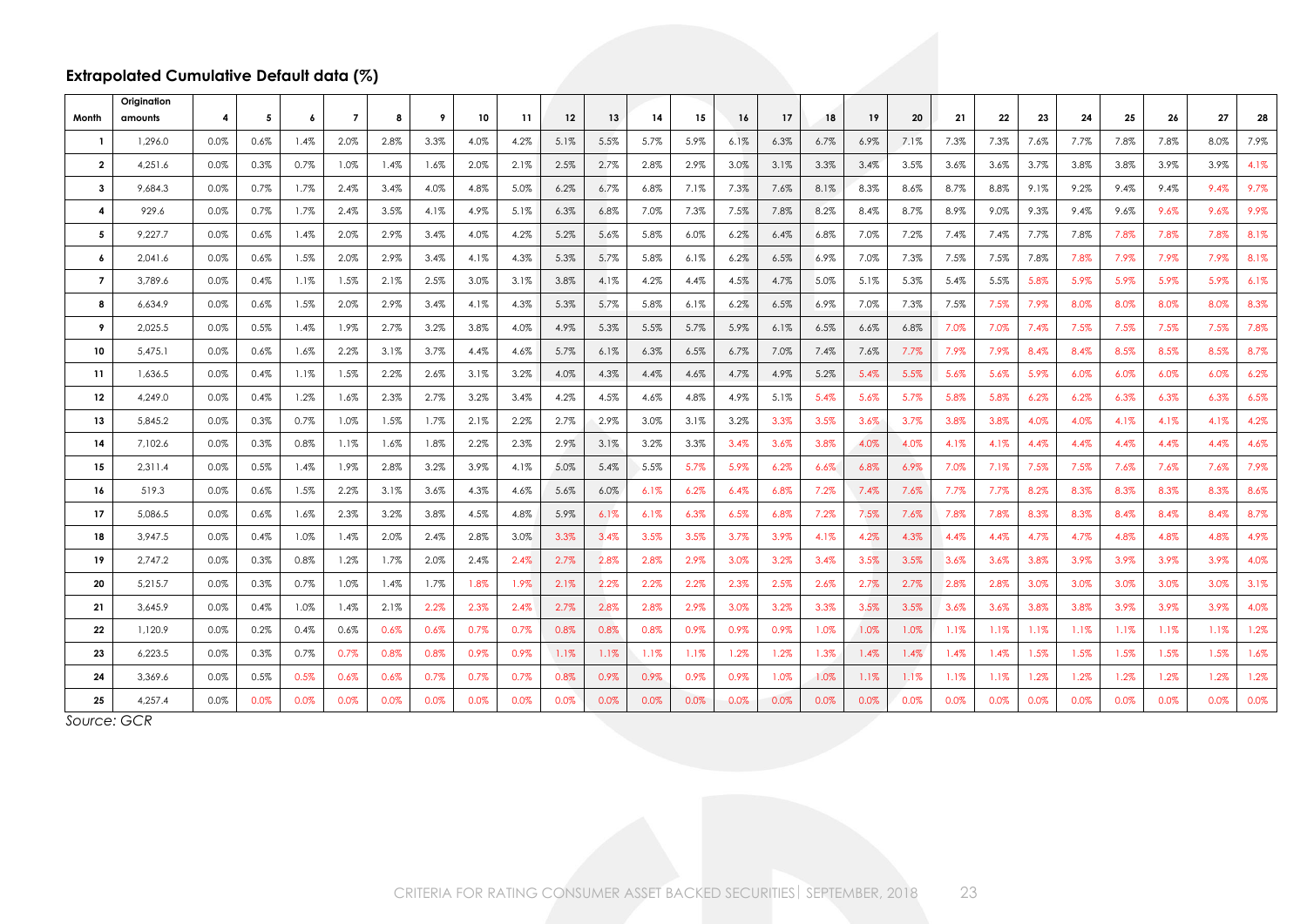### Extrapolated Cumulative Default data (%)

| Month | Origination amounts | 4 | 5 | 6 | 7 | 8 | 9 | 10 | 11 | 12 | 13 | 14 | 15 | 16 | 17 | 18 | 19 | 20 | 21 | 22 | 23 | 24 | 25 | 26 | 27 | 28 |
|---|---|---|---|---|---|---|---|---|---|---|---|---|---|---|---|---|---|---|---|---|---|---|---|---|---|---|
| 1 | 1,296.0 | 0.0% | 0.6% | 1.4% | 2.0% | 2.8% | 3.3% | 4.0% | 4.2% | 5.1% | 5.5% | 5.7% | 5.9% | 6.1% | 6.3% | 6.7% | 6.9% | 7.1% | 7.3% | 7.3% | 7.6% | 7.7% | 7.8% | 7.8% | 8.0% | 7.9% |
| 2 | 4,251.6 | 0.0% | 0.3% | 0.7% | 1.0% | 1.4% | 1.6% | 2.0% | 2.1% | 2.5% | 2.7% | 2.8% | 2.9% | 3.0% | 3.1% | 3.3% | 3.4% | 3.5% | 3.6% | 3.6% | 3.7% | 3.8% | 3.8% | 3.9% | 3.9% | 4.1% |
| 3 | 9,684.3 | 0.0% | 0.7% | 1.7% | 2.4% | 3.4% | 4.0% | 4.8% | 5.0% | 6.2% | 6.7% | 6.8% | 7.1% | 7.3% | 7.6% | 8.1% | 8.3% | 8.6% | 8.7% | 8.8% | 9.1% | 9.2% | 9.4% | 9.4% | 9.4% | 9.7% |
| 4 | 929.6 | 0.0% | 0.7% | 1.7% | 2.4% | 3.5% | 4.1% | 4.9% | 5.1% | 6.3% | 6.8% | 7.0% | 7.3% | 7.5% | 7.8% | 8.2% | 8.4% | 8.7% | 8.9% | 9.0% | 9.3% | 9.4% | 9.6% | 9.6% | 9.6% | 9.9% |
| 5 | 9,227.7 | 0.0% | 0.6% | 1.4% | 2.0% | 2.9% | 3.4% | 4.0% | 4.2% | 5.2% | 5.6% | 5.8% | 6.0% | 6.2% | 6.4% | 6.8% | 7.0% | 7.2% | 7.4% | 7.4% | 7.7% | 7.8% | 7.8% | 7.8% | 7.8% | 8.1% |
| 6 | 2,041.6 | 0.0% | 0.6% | 1.5% | 2.0% | 2.9% | 3.4% | 4.1% | 4.3% | 5.3% | 5.7% | 5.8% | 6.1% | 6.2% | 6.5% | 6.9% | 7.0% | 7.3% | 7.5% | 7.5% | 7.8% | 7.8% | 7.9% | 7.9% | 7.9% | 8.1% |
| 7 | 3,789.6 | 0.0% | 0.4% | 1.1% | 1.5% | 2.1% | 2.5% | 3.0% | 3.1% | 3.8% | 4.1% | 4.2% | 4.4% | 4.5% | 4.7% | 5.0% | 5.1% | 5.3% | 5.4% | 5.5% | 5.8% | 5.9% | 5.9% | 5.9% | 5.9% | 6.1% |
| 8 | 6,634.9 | 0.0% | 0.6% | 1.5% | 2.0% | 2.9% | 3.4% | 4.1% | 4.3% | 5.3% | 5.7% | 5.8% | 6.1% | 6.2% | 6.5% | 6.9% | 7.0% | 7.3% | 7.5% | 7.5% | 7.9% | 8.0% | 8.0% | 8.0% | 8.0% | 8.3% |
| 9 | 2,025.5 | 0.0% | 0.5% | 1.4% | 1.9% | 2.7% | 3.2% | 3.8% | 4.0% | 4.9% | 5.3% | 5.5% | 5.7% | 5.9% | 6.1% | 6.5% | 6.6% | 6.8% | 7.0% | 7.0% | 7.4% | 7.5% | 7.5% | 7.5% | 7.5% | 7.8% |
| 10 | 5,475.1 | 0.0% | 0.6% | 1.6% | 2.2% | 3.1% | 3.7% | 4.4% | 4.6% | 5.7% | 6.1% | 6.3% | 6.5% | 6.7% | 7.0% | 7.4% | 7.6% | 7.7% | 7.9% | 7.9% | 8.4% | 8.4% | 8.5% | 8.5% | 8.5% | 8.7% |
| 11 | 1,636.5 | 0.0% | 0.4% | 1.1% | 1.5% | 2.2% | 2.6% | 3.1% | 3.2% | 4.0% | 4.3% | 4.4% | 4.6% | 4.7% | 4.9% | 5.2% | 5.4% | 5.5% | 5.6% | 5.6% | 5.9% | 6.0% | 6.0% | 6.0% | 6.0% | 6.2% |
| 12 | 4,249.0 | 0.0% | 0.4% | 1.2% | 1.6% | 2.3% | 2.7% | 3.2% | 3.4% | 4.2% | 4.5% | 4.6% | 4.8% | 4.9% | 5.1% | 5.4% | 5.6% | 5.7% | 5.8% | 5.8% | 6.2% | 6.2% | 6.3% | 6.3% | 6.3% | 6.5% |
| 13 | 5,845.2 | 0.0% | 0.3% | 0.7% | 1.0% | 1.5% | 1.7% | 2.1% | 2.2% | 2.7% | 2.9% | 3.0% | 3.1% | 3.2% | 3.3% | 3.5% | 3.6% | 3.7% | 3.8% | 3.8% | 4.0% | 4.0% | 4.1% | 4.1% | 4.1% | 4.2% |
| 14 | 7,102.6 | 0.0% | 0.3% | 0.8% | 1.1% | 1.6% | 1.8% | 2.2% | 2.3% | 2.9% | 3.1% | 3.2% | 3.3% | 3.4% | 3.6% | 3.8% | 4.0% | 4.0% | 4.1% | 4.1% | 4.4% | 4.4% | 4.4% | 4.4% | 4.4% | 4.6% |
| 15 | 2,311.4 | 0.0% | 0.5% | 1.4% | 1.9% | 2.8% | 3.2% | 3.9% | 4.1% | 5.0% | 5.4% | 5.5% | 5.7% | 5.9% | 6.2% | 6.6% | 6.8% | 6.9% | 7.0% | 7.1% | 7.5% | 7.5% | 7.6% | 7.6% | 7.6% | 7.9% |
| 16 | 519.3 | 0.0% | 0.6% | 1.5% | 2.2% | 3.1% | 3.6% | 4.3% | 4.6% | 5.6% | 6.0% | 6.1% | 6.2% | 6.4% | 6.8% | 7.2% | 7.4% | 7.6% | 7.7% | 7.7% | 8.2% | 8.3% | 8.3% | 8.3% | 8.3% | 8.6% |
| 17 | 5,086.5 | 0.0% | 0.6% | 1.6% | 2.3% | 3.2% | 3.8% | 4.5% | 4.8% | 5.9% | 6.1% | 6.1% | 6.3% | 6.5% | 6.8% | 7.2% | 7.5% | 7.6% | 7.8% | 7.8% | 8.3% | 8.3% | 8.4% | 8.4% | 8.4% | 8.7% |
| 18 | 3,947.5 | 0.0% | 0.4% | 1.0% | 1.4% | 2.0% | 2.4% | 2.8% | 3.0% | 3.3% | 3.4% | 3.5% | 3.5% | 3.7% | 3.9% | 4.1% | 4.2% | 4.3% | 4.4% | 4.4% | 4.7% | 4.7% | 4.8% | 4.8% | 4.8% | 4.9% |
| 19 | 2,747.2 | 0.0% | 0.3% | 0.8% | 1.2% | 1.7% | 2.0% | 2.4% | 2.4% | 2.7% | 2.8% | 2.8% | 2.9% | 3.0% | 3.2% | 3.4% | 3.5% | 3.5% | 3.6% | 3.6% | 3.8% | 3.9% | 3.9% | 3.9% | 3.9% | 4.0% |
| 20 | 5,215.7 | 0.0% | 0.3% | 0.7% | 1.0% | 1.4% | 1.7% | 1.8% | 1.9% | 2.1% | 2.2% | 2.2% | 2.2% | 2.3% | 2.5% | 2.6% | 2.7% | 2.7% | 2.8% | 2.8% | 3.0% | 3.0% | 3.0% | 3.0% | 3.0% | 3.1% |
| 21 | 3,645.9 | 0.0% | 0.4% | 1.0% | 1.4% | 2.1% | 2.2% | 2.3% | 2.4% | 2.7% | 2.8% | 2.8% | 2.9% | 3.0% | 3.2% | 3.3% | 3.5% | 3.5% | 3.6% | 3.6% | 3.8% | 3.8% | 3.9% | 3.9% | 3.9% | 4.0% |
| 22 | 1,120.9 | 0.0% | 0.2% | 0.4% | 0.6% | 0.6% | 0.6% | 0.7% | 0.7% | 0.8% | 0.8% | 0.8% | 0.9% | 0.9% | 0.9% | 1.0% | 1.0% | 1.0% | 1.1% | 1.1% | 1.1% | 1.1% | 1.1% | 1.1% | 1.1% | 1.2% |
| 23 | 6,223.5 | 0.0% | 0.3% | 0.7% | 0.7% | 0.8% | 0.8% | 0.9% | 0.9% | 1.1% | 1.1% | 1.1% | 1.1% | 1.2% | 1.2% | 1.3% | 1.4% | 1.4% | 1.4% | 1.4% | 1.5% | 1.5% | 1.5% | 1.5% | 1.5% | 1.6% |
| 24 | 3,369.6 | 0.0% | 0.5% | 0.5% | 0.6% | 0.6% | 0.7% | 0.7% | 0.7% | 0.8% | 0.9% | 0.9% | 0.9% | 0.9% | 1.0% | 1.0% | 1.1% | 1.1% | 1.1% | 1.1% | 1.2% | 1.2% | 1.2% | 1.2% | 1.2% | 1.2% |
| 25 | 4,257.4 | 0.0% | 0.0% | 0.0% | 0.0% | 0.0% | 0.0% | 0.0% | 0.0% | 0.0% | 0.0% | 0.0% | 0.0% | 0.0% | 0.0% | 0.0% | 0.0% | 0.0% | 0.0% | 0.0% | 0.0% | 0.0% | 0.0% | 0.0% | 0.0% | 0.0% |

*Source: GCR*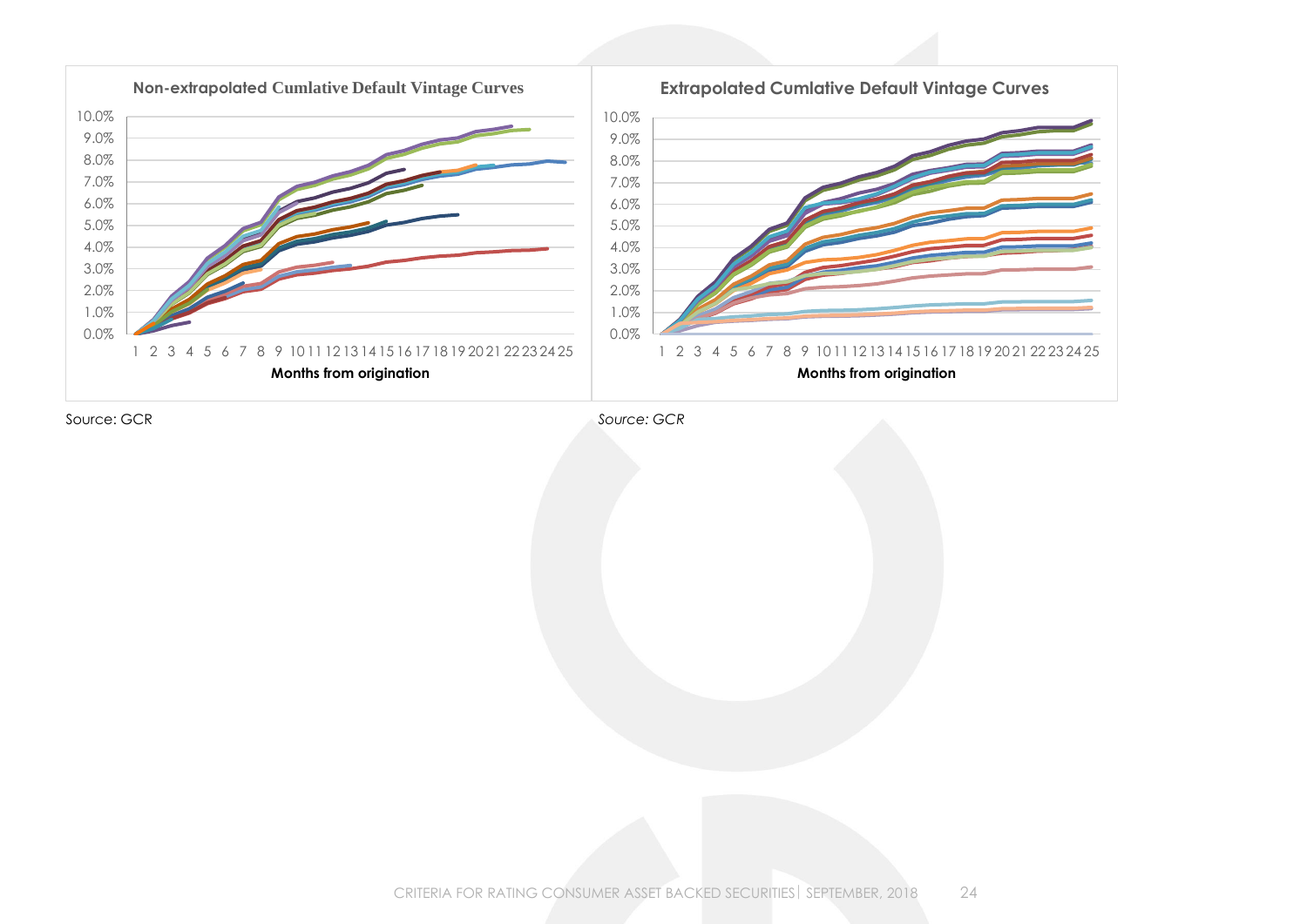**Non-extrapolated Cumlative Default Vintage Curves**

Source: GCR

**Extrapolated Cumlative Default Vintage Curves**

*Source: GCR*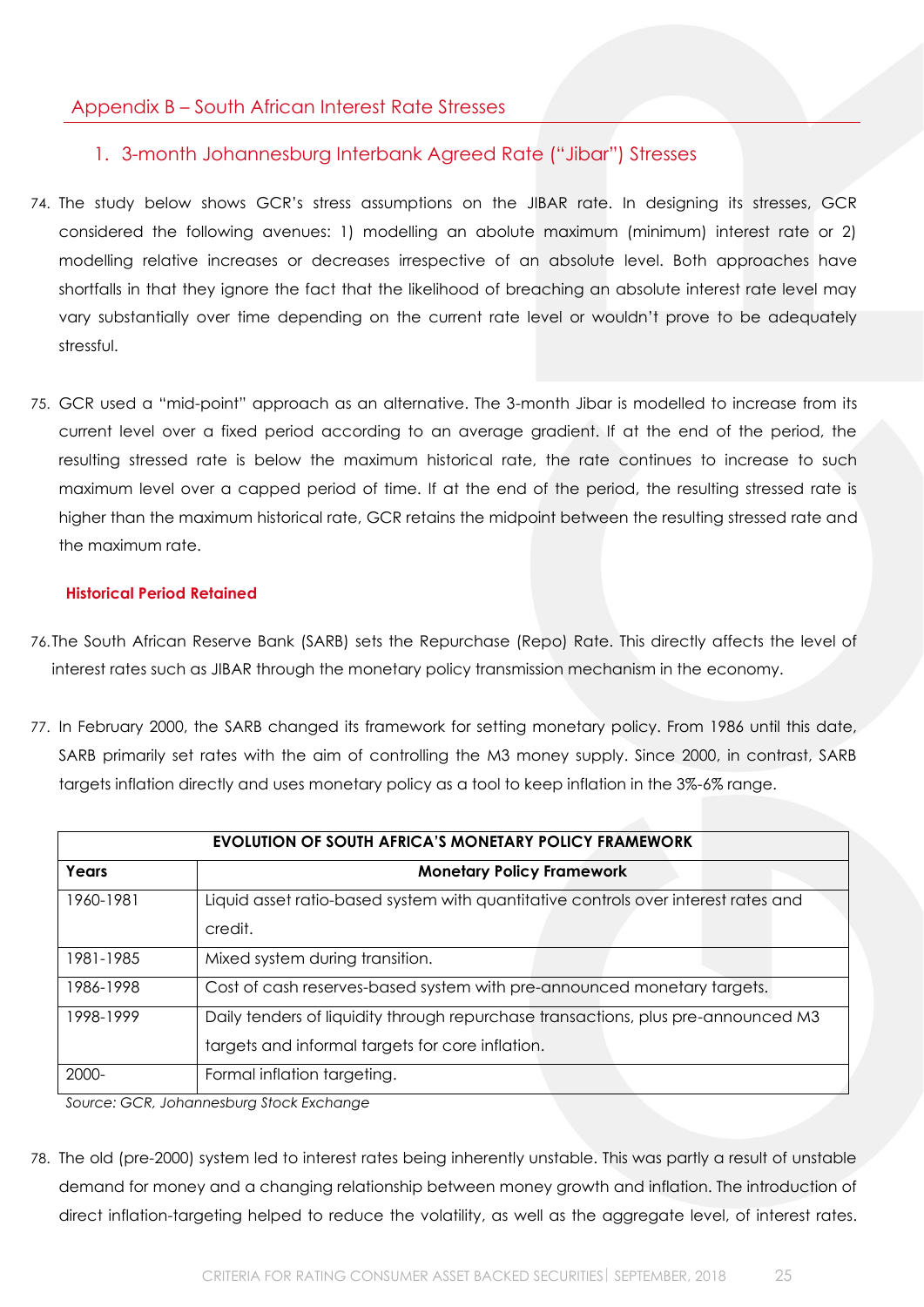## Appendix B – South African Interest Rate Stresses

### 1. 3-month Johannesburg Interbank Agreed Rate ("Jibar") Stresses

74. The study below shows GCR's stress assumptions on the JIBAR rate. In designing its stresses, GCR considered the following avenues: 1) modelling an abolute maximum (minimum) interest rate or 2) modelling relative increases or decreases irrespective of an absolute level. Both approaches have shortfalls in that they ignore the fact that the likelihood of breaching an absolute interest rate level may vary substantially over time depending on the current rate level or wouldn't prove to be adequately stressful.

75. GCR used a "mid-point" approach as an alternative. The 3-month Jibar is modelled to increase from its current level over a fixed period according to an average gradient. If at the end of the period, the resulting stressed rate is below the maximum historical rate, the rate continues to increase to such maximum level over a capped period of time. If at the end of the period, the resulting stressed rate is higher than the maximum historical rate, GCR retains the midpoint between the resulting stressed rate and the maximum rate.

**Historical Period Retained**

76. The South African Reserve Bank (SARB) sets the Repurchase (Repo) Rate. This directly affects the level of interest rates such as JIBAR through the monetary policy transmission mechanism in the economy.

77. In February 2000, the SARB changed its framework for setting monetary policy. From 1986 until this date, SARB primarily set rates with the aim of controlling the M3 money supply. Since 2000, in contrast, SARB targets inflation directly and uses monetary policy as a tool to keep inflation in the 3%-6% range.

| EVOLUTION OF SOUTH AFRICA'S MONETARY POLICY FRAMEWORK | |
|---|---|
| **Years** | **Monetary Policy Framework** |
| 1960-1981 | Liquid asset ratio-based system with quantitative controls over interest rates and credit. |
| 1981-1985 | Mixed system during transition. |
| 1986-1998 | Cost of cash reserves-based system with pre-announced monetary targets. |
| 1998-1999 | Daily tenders of liquidity through repurchase transactions, plus pre-announced M3 targets and informal targets for core inflation. |
| 2000- | Formal inflation targeting. |

*Source: GCR, Johannesburg Stock Exchange*

78. The old (pre-2000) system led to interest rates being inherently unstable. This was partly a result of unstable demand for money and a changing relationship between money growth and inflation. The introduction of direct inflation-targeting helped to reduce the volatility, as well as the aggregate level, of interest rates.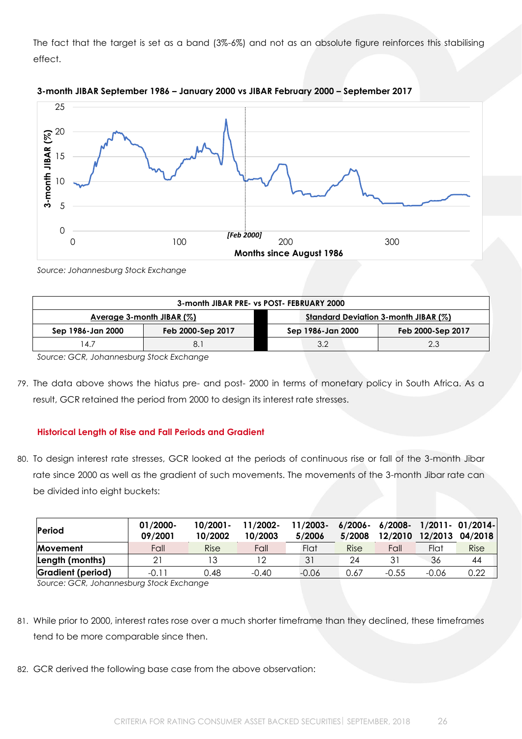The fact that the target is set as a band (3%-6%) and not as an absolute figure reinforces this stabilising effect.

**3-month JIBAR September 1986 – January 2000 vs JIBAR February 2000 – September 2017**

*Source: Johannesburg Stock Exchange*

| 3-month JIBAR PRE- vs POST- FEBRUARY 2000 | | | |
|---|---|---|---|
| Average 3-month JIBAR (%) | | Standard Deviation 3-month JIBAR (%) | |
| Sep 1986-Jan 2000 | Feb 2000-Sep 2017 | Sep 1986-Jan 2000 | Feb 2000-Sep 2017 |
| 14.7 | 8.1 | 3.2 | 2.3 |

*Source: GCR, Johannesburg Stock Exchange*

79. The data above shows the hiatus pre- and post- 2000 in terms of monetary policy in South Africa. As a result, GCR retained the period from 2000 to design its interest rate stresses.

### Historical Length of Rise and Fall Periods and Gradient

80. To design interest rate stresses, GCR looked at the periods of continuous rise or fall of the 3-month Jibar rate since 2000 as well as the gradient of such movements. The movements of the 3-month Jibar rate can be divided into eight buckets:

| Period | 01/2000-09/2001 | 10/2001-10/2002 | 11/2002-10/2003 | 11/2003-5/2006 | 6/2006-5/2008 | 6/2008-12/2010 | 1/2011-12/2013 | 01/2014-04/2018 |
|---|---|---|---|---|---|---|---|---|
| Movement | Fall | Rise | Fall | Flat | Rise | Fall | Flat | Rise |
| Length (months) | 21 | 13 | 12 | 31 | 24 | 31 | 36 | 44 |
| Gradient (period) | -0.11 | 0.48 | -0.40 | -0.06 | 0.67 | -0.55 | -0.06 | 0.22 |

*Source: GCR, Johannesburg Stock Exchange*

81. While prior to 2000, interest rates rose over a much shorter timeframe than they declined, these timeframes tend to be more comparable since then.

82. GCR derived the following base case from the above observation: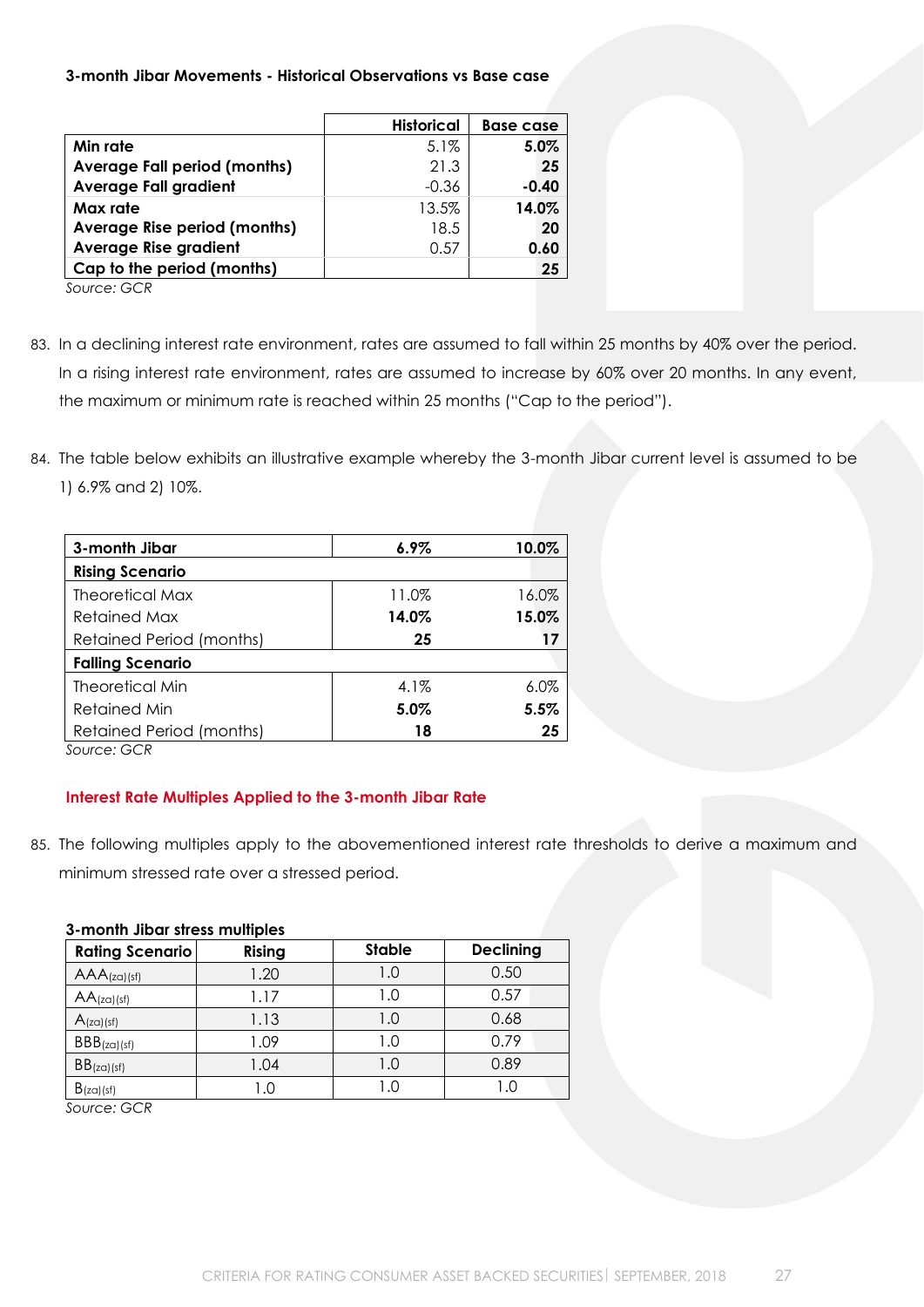**3-month Jibar Movements - Historical Observations vs Base case**

| | Historical | Base case |
|---|---|---|
| **Min rate** | 5.1% | **5.0%** |
| **Average Fall period (months)** | 21.3 | **25** |
| **Average Fall gradient** | -0.36 | **-0.40** |
| **Max rate** | 13.5% | **14.0%** |
| **Average Rise period (months)** | 18.5 | **20** |
| **Average Rise gradient** | 0.57 | **0.60** |
| **Cap to the period (months)** | | **25** |

*Source: GCR*

83. In a declining interest rate environment, rates are assumed to fall within 25 months by 40% over the period. In a rising interest rate environment, rates are assumed to increase by 60% over 20 months. In any event, the maximum or minimum rate is reached within 25 months ("Cap to the period").

84. The table below exhibits an illustrative example whereby the 3-month Jibar current level is assumed to be 1) 6.9% and 2) 10%.

| **3-month Jibar** | **6.9%** | **10.0%** |
|---|---|---|
| **Rising Scenario** | | |
| Theoretical Max | 11.0% | 16.0% |
| Retained Max | **14.0%** | **15.0%** |
| Retained Period (months) | **25** | **17** |
| **Falling Scenario** | | |
| Theoretical Min | 4.1% | 6.0% |
| Retained Min | **5.0%** | **5.5%** |
| Retained Period (months) | **18** | **25** |

*Source: GCR*

### Interest Rate Multiples Applied to the 3-month Jibar Rate

85. The following multiples apply to the abovementioned interest rate thresholds to derive a maximum and minimum stressed rate over a stressed period.

**3-month Jibar stress multiples**

| Rating Scenario | Rising | Stable | Declining |
|---|---|---|---|
| $AAA_{(za)(sf)}$ | 1.20 | 1.0 | 0.50 |
| $AA_{(za)(sf)}$ | 1.17 | 1.0 | 0.57 |
| $A_{(za)(sf)}$ | 1.13 | 1.0 | 0.68 |
| $BBB_{(za)(sf)}$ | 1.09 | 1.0 | 0.79 |
| $BB_{(za)(sf)}$ | 1.04 | 1.0 | 0.89 |
| $B_{(za)(sf)}$ | 1.0 | 1.0 | 1.0 |

*Source: GCR*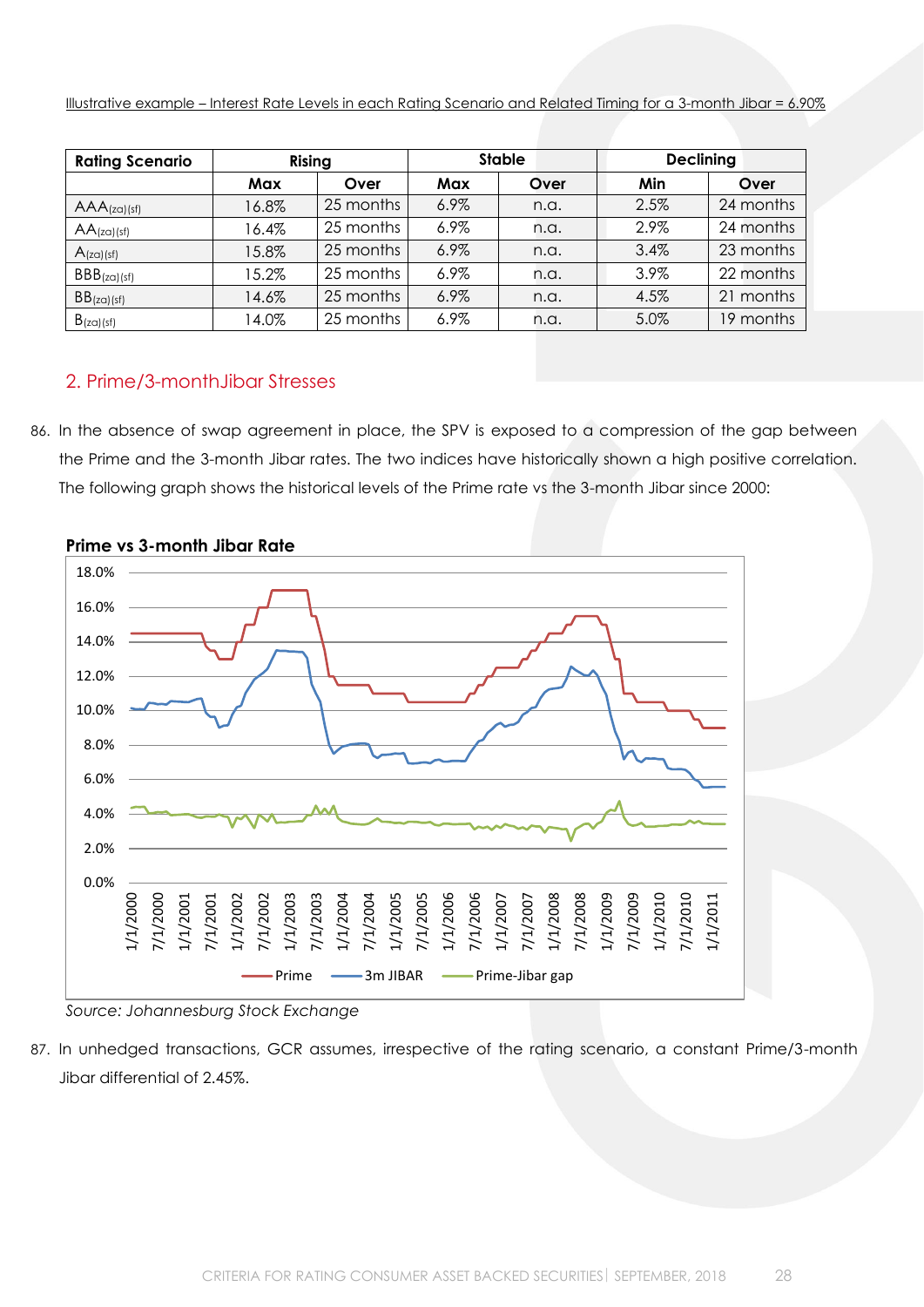Illustrative example – Interest Rate Levels in each Rating Scenario and Related Timing for a 3-month Jibar = 6.90%

| Rating Scenario | Rising | | Stable | | Declining | |
|---|---|---|---|---|---|---|
| | Max | Over | Max | Over | Min | Over |
| $AAA_{(za)(sf)}$ | 16.8% | 25 months | 6.9% | n.a. | 2.5% | 24 months |
| $AA_{(za)(sf)}$ | 16.4% | 25 months | 6.9% | n.a. | 2.9% | 24 months |
| $A_{(za)(sf)}$ | 15.8% | 25 months | 6.9% | n.a. | 3.4% | 23 months |
| $BBB_{(za)(sf)}$ | 15.2% | 25 months | 6.9% | n.a. | 3.9% | 22 months |
| $BB_{(za)(sf)}$ | 14.6% | 25 months | 6.9% | n.a. | 4.5% | 21 months |
| $B_{(za)(sf)}$ | 14.0% | 25 months | 6.9% | n.a. | 5.0% | 19 months |

## 2. Prime/3-monthJibar Stresses

86. In the absence of swap agreement in place, the SPV is exposed to a compression of the gap between the Prime and the 3-month Jibar rates. The two indices have historically shown a high positive correlation. The following graph shows the historical levels of the Prime rate vs the 3-month Jibar since 2000:

**Prime vs 3-month Jibar Rate**

*Source: Johannesburg Stock Exchange*

87. In unhedged transactions, GCR assumes, irrespective of the rating scenario, a constant Prime/3-month Jibar differential of 2.45%.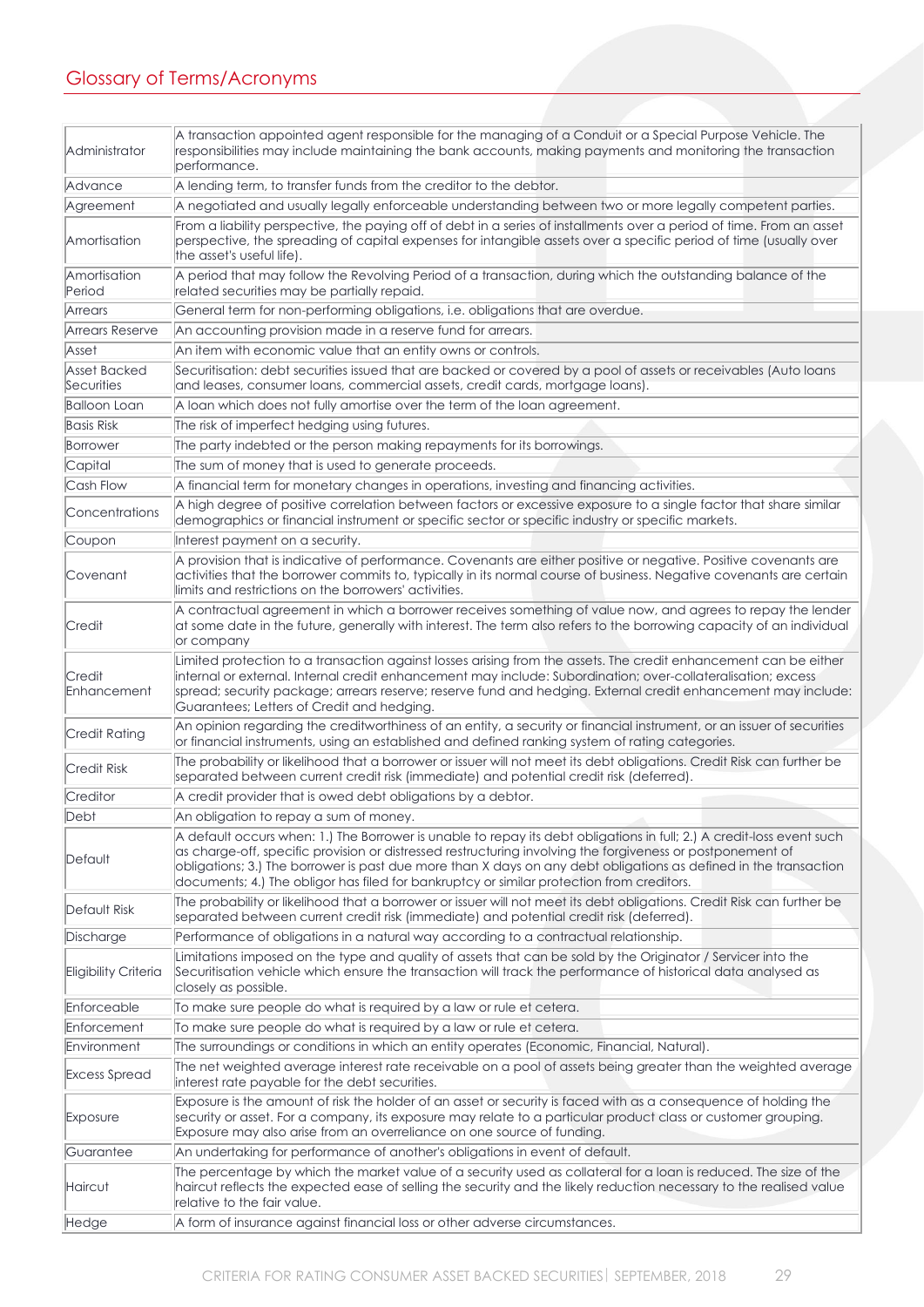## Glossary of Terms/Acronyms

| | |
|---|---|
| Administrator | A transaction appointed agent responsible for the managing of a Conduit or a Special Purpose Vehicle. The responsibilities may include maintaining the bank accounts, making payments and monitoring the transaction performance. |
| Advance | A lending term, to transfer funds from the creditor to the debtor. |
| Agreement | A negotiated and usually legally enforceable understanding between two or more legally competent parties. |
| Amortisation | From a liability perspective, the paying off of debt in a series of installments over a period of time. From an asset perspective, the spreading of capital expenses for intangible assets over a specific period of time (usually over the asset's useful life). |
| Amortisation Period | A period that may follow the Revolving Period of a transaction, during which the outstanding balance of the related securities may be partially repaid. |
| Arrears | General term for non-performing obligations, i.e. obligations that are overdue. |
| Arrears Reserve | An accounting provision made in a reserve fund for arrears. |
| Asset | An item with economic value that an entity owns or controls. |
| Asset Backed Securities | Securitisation: debt securities issued that are backed or covered by a pool of assets or receivables (Auto loans and leases, consumer loans, commercial assets, credit cards, mortgage loans). |
| Balloon Loan | A loan which does not fully amortise over the term of the loan agreement. |
| Basis Risk | The risk of imperfect hedging using futures. |
| Borrower | The party indebted or the person making repayments for its borrowings. |
| Capital | The sum of money that is used to generate proceeds. |
| Cash Flow | A financial term for monetary changes in operations, investing and financing activities. |
| Concentrations | A high degree of positive correlation between factors or excessive exposure to a single factor that share similar demographics or financial instrument or specific sector or specific industry or specific markets. |
| Coupon | Interest payment on a security. |
| Covenant | A provision that is indicative of performance. Covenants are either positive or negative. Positive covenants are activities that the borrower commits to, typically in its normal course of business. Negative covenants are certain limits and restrictions on the borrowers' activities. |
| Credit | A contractual agreement in which a borrower receives something of value now, and agrees to repay the lender at some date in the future, generally with interest. The term also refers to the borrowing capacity of an individual or company |
| Credit Enhancement | Limited protection to a transaction against losses arising from the assets. The credit enhancement can be either internal or external. Internal credit enhancement may include: Subordination; over-collateralisation; excess spread; security package; arrears reserve; reserve fund and hedging. External credit enhancement may include: Guarantees; Letters of Credit and hedging. |
| Credit Rating | An opinion regarding the creditworthiness of an entity, a security or financial instrument, or an issuer of securities or financial instruments, using an established and defined ranking system of rating categories. |
| Credit Risk | The probability or likelihood that a borrower or issuer will not meet its debt obligations. Credit Risk can further be separated between current credit risk (immediate) and potential credit risk (deferred). |
| Creditor | A credit provider that is owed debt obligations by a debtor. |
| Debt | An obligation to repay a sum of money. |
| Default | A default occurs when: 1.) The Borrower is unable to repay its debt obligations in full; 2.) A credit-loss event such as charge-off, specific provision or distressed restructuring involving the forgiveness or postponement of obligations; 3.) The borrower is past due more than X days on any debt obligations as defined in the transaction documents; 4.) The obligor has filed for bankruptcy or similar protection from creditors. |
| Default Risk | The probability or likelihood that a borrower or issuer will not meet its debt obligations. Credit Risk can further be separated between current credit risk (immediate) and potential credit risk (deferred). |
| Discharge | Performance of obligations in a natural way according to a contractual relationship. |
| Eligibility Criteria | Limitations imposed on the type and quality of assets that can be sold by the Originator / Servicer into the Securitisation vehicle which ensure the transaction will track the performance of historical data analysed as closely as possible. |
| Enforceable | To make sure people do what is required by a law or rule et cetera. |
| Enforcement | To make sure people do what is required by a law or rule et cetera. |
| Environment | The surroundings or conditions in which an entity operates (Economic, Financial, Natural). |
| Excess Spread | The net weighted average interest rate receivable on a pool of assets being greater than the weighted average interest rate payable for the debt securities. |
| Exposure | Exposure is the amount of risk the holder of an asset or security is faced with as a consequence of holding the security or asset. For a company, its exposure may relate to a particular product class or customer grouping. Exposure may also arise from an overreliance on one source of funding. |
| Guarantee | An undertaking for performance of another's obligations in event of default. |
| Haircut | The percentage by which the market value of a security used as collateral for a loan is reduced. The size of the haircut reflects the expected ease of selling the security and the likely reduction necessary to the realised value relative to the fair value. |
| Hedge | A form of insurance against financial loss or other adverse circumstances. |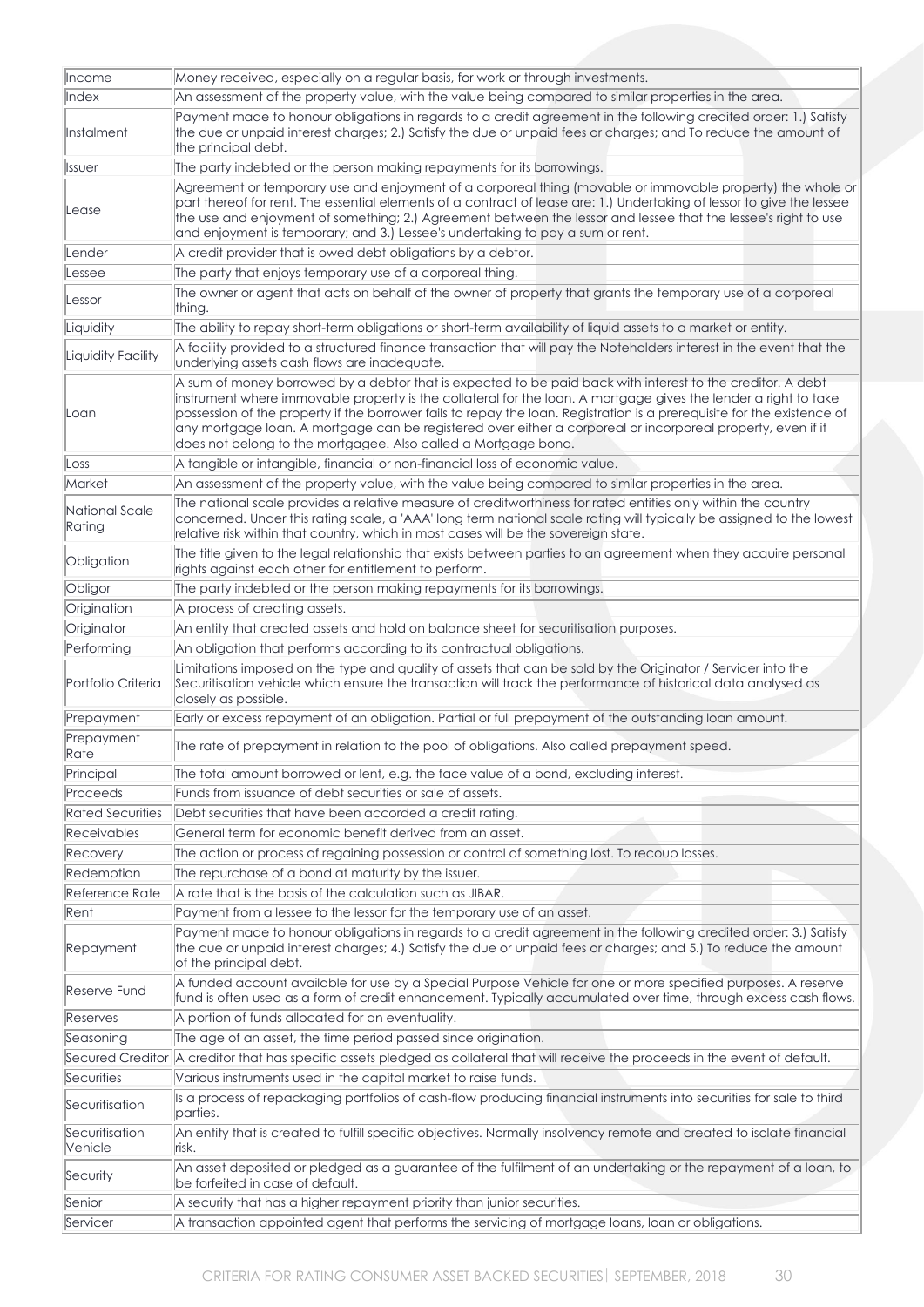| | |
|---|---|
| Income | Money received, especially on a regular basis, for work or through investments. |
| Index | An assessment of the property value, with the value being compared to similar properties in the area. |
| Instalment | Payment made to honour obligations in regards to a credit agreement in the following credited order: 1.) Satisfy the due or unpaid interest charges; 2.) Satisfy the due or unpaid fees or charges; and To reduce the amount of the principal debt. |
| Issuer | The party indebted or the person making repayments for its borrowings. |
| Lease | Agreement or temporary use and enjoyment of a corporeal thing (movable or immovable property) the whole or part thereof for rent. The essential elements of a contract of lease are: 1.) Undertaking of lessor to give the lessee the use and enjoyment of something; 2.) Agreement between the lessor and lessee that the lessee's right to use and enjoyment is temporary; and 3.) Lessee's undertaking to pay a sum or rent. |
| Lender | A credit provider that is owed debt obligations by a debtor. |
| Lessee | The party that enjoys temporary use of a corporeal thing. |
| Lessor | The owner or agent that acts on behalf of the owner of property that grants the temporary use of a corporeal thing. |
| Liquidity | The ability to repay short-term obligations or short-term availability of liquid assets to a market or entity. |
| Liquidity Facility | A facility provided to a structured finance transaction that will pay the Noteholders interest in the event that the underlying assets cash flows are inadequate. |
| Loan | A sum of money borrowed by a debtor that is expected to be paid back with interest to the creditor. A debt instrument where immovable property is the collateral for the loan. A mortgage gives the lender a right to take possession of the property if the borrower fails to repay the loan. Registration is a prerequisite for the existence of any mortgage loan. A mortgage can be registered over either a corporeal or incorporeal property, even if it does not belong to the mortgagee. Also called a Mortgage bond. |
| Loss | A tangible or intangible, financial or non-financial loss of economic value. |
| Market | An assessment of the property value, with the value being compared to similar properties in the area. |
| National Scale Rating | The national scale provides a relative measure of creditworthiness for rated entities only within the country concerned. Under this rating scale, a 'AAA' long term national scale rating will typically be assigned to the lowest relative risk within that country, which in most cases will be the sovereign state. |
| Obligation | The title given to the legal relationship that exists between parties to an agreement when they acquire personal rights against each other for entitlement to perform. |
| Obligor | The party indebted or the person making repayments for its borrowings. |
| Origination | A process of creating assets. |
| Originator | An entity that created assets and hold on balance sheet for securitisation purposes. |
| Performing | An obligation that performs according to its contractual obligations. |
| Portfolio Criteria | Limitations imposed on the type and quality of assets that can be sold by the Originator / Servicer into the Securitisation vehicle which ensure the transaction will track the performance of historical data analysed as closely as possible. |
| Prepayment | Early or excess repayment of an obligation. Partial or full prepayment of the outstanding loan amount. |
| Prepayment Rate | The rate of prepayment in relation to the pool of obligations. Also called prepayment speed. |
| Principal | The total amount borrowed or lent, e.g. the face value of a bond, excluding interest. |
| Proceeds | Funds from issuance of debt securities or sale of assets. |
| Rated Securities | Debt securities that have been accorded a credit rating. |
| Receivables | General term for economic benefit derived from an asset. |
| Recovery | The action or process of regaining possession or control of something lost. To recoup losses. |
| Redemption | The repurchase of a bond at maturity by the issuer. |
| Reference Rate | A rate that is the basis of the calculation such as JIBAR. |
| Rent | Payment from a lessee to the lessor for the temporary use of an asset. |
| Repayment | Payment made to honour obligations in regards to a credit agreement in the following credited order: 3.) Satisfy the due or unpaid interest charges; 4.) Satisfy the due or unpaid fees or charges; and 5.) To reduce the amount of the principal debt. |
| Reserve Fund | A funded account available for use by a Special Purpose Vehicle for one or more specified purposes. A reserve fund is often used as a form of credit enhancement. Typically accumulated over time, through excess cash flows. |
| Reserves | A portion of funds allocated for an eventuality. |
| Seasoning | The age of an asset, the time period passed since origination. |
| Secured Creditor | A creditor that has specific assets pledged as collateral that will receive the proceeds in the event of default. |
| Securities | Various instruments used in the capital market to raise funds. |
| Securitisation | Is a process of repackaging portfolios of cash-flow producing financial instruments into securities for sale to third parties. |
| Securitisation Vehicle | An entity that is created to fulfill specific objectives. Normally insolvency remote and created to isolate financial risk. |
| Security | An asset deposited or pledged as a guarantee of the fulfilment of an undertaking or the repayment of a loan, to be forfeited in case of default. |
| Senior | A security that has a higher repayment priority than junior securities. |
| Servicer | A transaction appointed agent that performs the servicing of mortgage loans, loan or obligations. |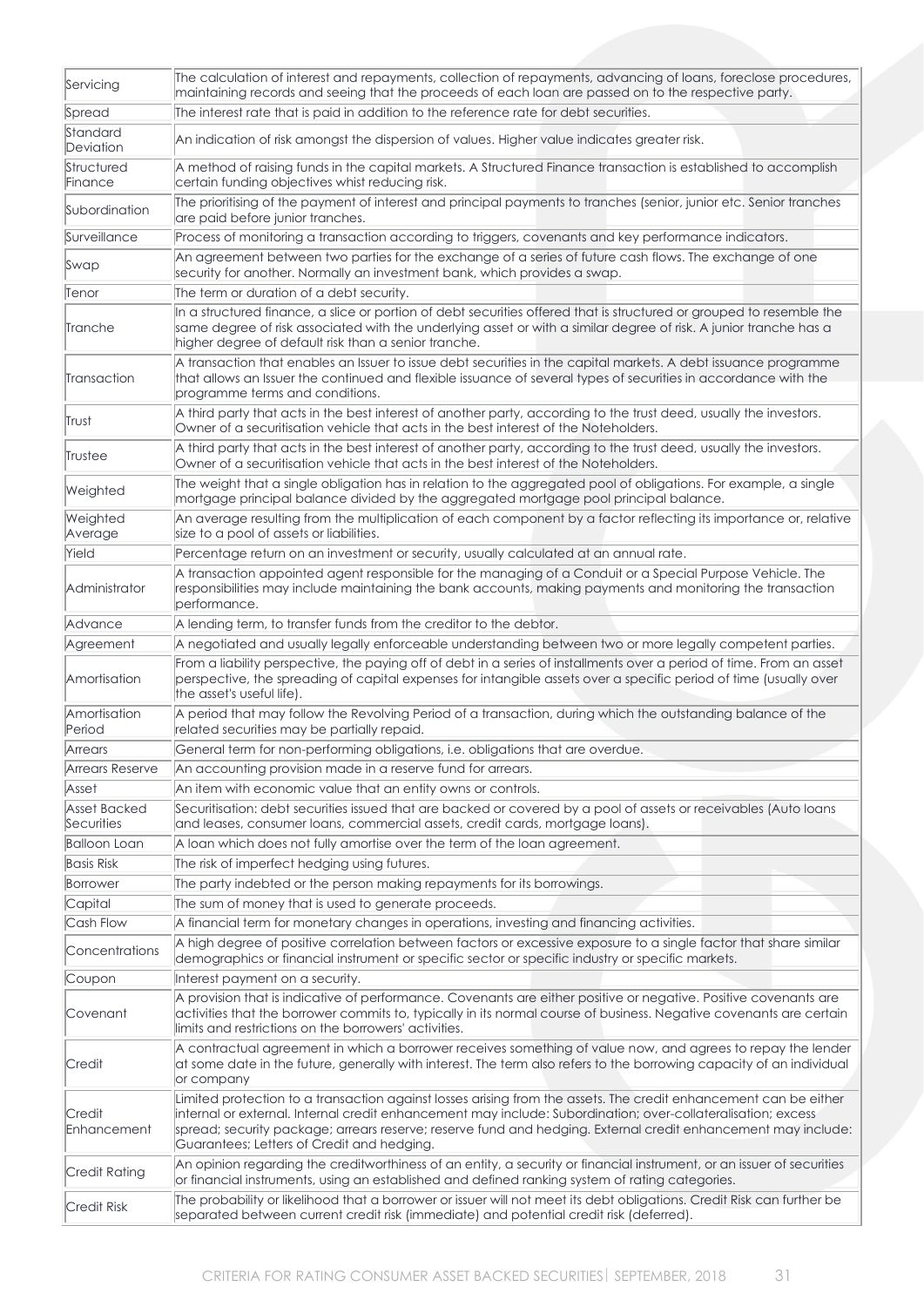| | |
|---|---|
| Servicing | The calculation of interest and repayments, collection of repayments, advancing of loans, foreclose procedures, maintaining records and seeing that the proceeds of each loan are passed on to the respective party. |
| Spread | The interest rate that is paid in addition to the reference rate for debt securities. |
| Standard Deviation | An indication of risk amongst the dispersion of values. Higher value indicates greater risk. |
| Structured Finance | A method of raising funds in the capital markets. A Structured Finance transaction is established to accomplish certain funding objectives whist reducing risk. |
| Subordination | The prioritising of the payment of interest and principal payments to tranches (senior, junior etc. Senior tranches are paid before junior tranches. |
| Surveillance | Process of monitoring a transaction according to triggers, covenants and key performance indicators. |
| Swap | An agreement between two parties for the exchange of a series of future cash flows. The exchange of one security for another. Normally an investment bank, which provides a swap. |
| Tenor | The term or duration of a debt security. |
| Tranche | In a structured finance, a slice or portion of debt securities offered that is structured or grouped to resemble the same degree of risk associated with the underlying asset or with a similar degree of risk. A junior tranche has a higher degree of default risk than a senior tranche. |
| Transaction | A transaction that enables an Issuer to issue debt securities in the capital markets. A debt issuance programme that allows an Issuer the continued and flexible issuance of several types of securities in accordance with the programme terms and conditions. |
| Trust | A third party that acts in the best interest of another party, according to the trust deed, usually the investors. Owner of a securitisation vehicle that acts in the best interest of the Noteholders. |
| Trustee | A third party that acts in the best interest of another party, according to the trust deed, usually the investors. Owner of a securitisation vehicle that acts in the best interest of the Noteholders. |
| Weighted | The weight that a single obligation has in relation to the aggregated pool of obligations. For example, a single mortgage principal balance divided by the aggregated mortgage pool principal balance. |
| Weighted Average | An average resulting from the multiplication of each component by a factor reflecting its importance or, relative size to a pool of assets or liabilities. |
| Yield | Percentage return on an investment or security, usually calculated at an annual rate. |
| Administrator | A transaction appointed agent responsible for the managing of a Conduit or a Special Purpose Vehicle. The responsibilities may include maintaining the bank accounts, making payments and monitoring the transaction performance. |
| Advance | A lending term, to transfer funds from the creditor to the debtor. |
| Agreement | A negotiated and usually legally enforceable understanding between two or more legally competent parties. |
| Amortisation | From a liability perspective, the paying off of debt in a series of installments over a period of time. From an asset perspective, the spreading of capital expenses for intangible assets over a specific period of time (usually over the asset's useful life). |
| Amortisation Period | A period that may follow the Revolving Period of a transaction, during which the outstanding balance of the related securities may be partially repaid. |
| Arrears | General term for non-performing obligations, i.e. obligations that are overdue. |
| Arrears Reserve | An accounting provision made in a reserve fund for arrears. |
| Asset | An item with economic value that an entity owns or controls. |
| Asset Backed Securities | Securitisation: debt securities issued that are backed or covered by a pool of assets or receivables (Auto loans and leases, consumer loans, commercial assets, credit cards, mortgage loans). |
| Balloon Loan | A loan which does not fully amortise over the term of the loan agreement. |
| Basis Risk | The risk of imperfect hedging using futures. |
| Borrower | The party indebted or the person making repayments for its borrowings. |
| Capital | The sum of money that is used to generate proceeds. |
| Cash Flow | A financial term for monetary changes in operations, investing and financing activities. |
| Concentrations | A high degree of positive correlation between factors or excessive exposure to a single factor that share similar demographics or financial instrument or specific sector or specific industry or specific markets. |
| Coupon | Interest payment on a security. |
| Covenant | A provision that is indicative of performance. Covenants are either positive or negative. Positive covenants are activities that the borrower commits to, typically in its normal course of business. Negative covenants are certain limits and restrictions on the borrowers' activities. |
| Credit | A contractual agreement in which a borrower receives something of value now, and agrees to repay the lender at some date in the future, generally with interest. The term also refers to the borrowing capacity of an individual or company |
| Credit Enhancement | Limited protection to a transaction against losses arising from the assets. The credit enhancement can be either internal or external. Internal credit enhancement may include: Subordination; over-collateralisation; excess spread; security package; arrears reserve; reserve fund and hedging. External credit enhancement may include: Guarantees; Letters of Credit and hedging. |
| Credit Rating | An opinion regarding the creditworthiness of an entity, a security or financial instrument, or an issuer of securities or financial instruments, using an established and defined ranking system of rating categories. |
| Credit Risk | The probability or likelihood that a borrower or issuer will not meet its debt obligations. Credit Risk can further be separated between current credit risk (immediate) and potential credit risk (deferred). |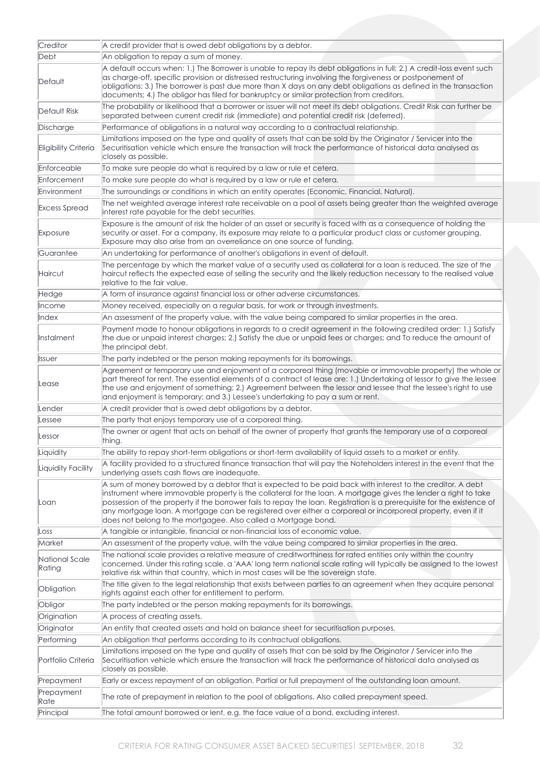| | |
|---|---|
| Creditor | A credit provider that is owed debt obligations by a debtor. |
| Debt | An obligation to repay a sum of money. |
| Default | A default occurs when: 1.) The Borrower is unable to repay its debt obligations in full; 2.) A credit-loss event such as charge-off, specific provision or distressed restructuring involving the forgiveness or postponement of obligations; 3.) The borrower is past due more than X days on any debt obligations as defined in the transaction documents; 4.) The obligor has filed for bankruptcy or similar protection from creditors. |
| Default Risk | The probability or likelihood that a borrower or issuer will not meet its debt obligations. Credit Risk can further be separated between current credit risk (immediate) and potential credit risk (deferred). |
| Discharge | Performance of obligations in a natural way according to a contractual relationship. |
| Eligibility Criteria | Limitations imposed on the type and quality of assets that can be sold by the Originator / Servicer into the Securitisation vehicle which ensure the transaction will track the performance of historical data analysed as closely as possible. |
| Enforceable | To make sure people do what is required by a law or rule et cetera. |
| Enforcement | To make sure people do what is required by a law or rule et cetera. |
| Environment | The surroundings or conditions in which an entity operates (Economic, Financial, Natural). |
| Excess Spread | The net weighted average interest rate receivable on a pool of assets being greater than the weighted average interest rate payable for the debt securities. |
| Exposure | Exposure is the amount of risk the holder of an asset or security is faced with as a consequence of holding the security or asset. For a company, its exposure may relate to a particular product class or customer grouping. Exposure may also arise from an overreliance on one source of funding. |
| Guarantee | An undertaking for performance of another's obligations in event of default. |
| Haircut | The percentage by which the market value of a security used as collateral for a loan is reduced. The size of the haircut reflects the expected ease of selling the security and the likely reduction necessary to the realised value relative to the fair value. |
| Hedge | A form of insurance against financial loss or other adverse circumstances. |
| Income | Money received, especially on a regular basis, for work or through investments. |
| Index | An assessment of the property value, with the value being compared to similar properties in the area. |
| Instalment | Payment made to honour obligations in regards to a credit agreement in the following credited order: 1.) Satisfy the due or unpaid interest charges; 2.) Satisfy the due or unpaid fees or charges; and To reduce the amount of the principal debt. |
| Issuer | The party indebted or the person making repayments for its borrowings. |
| Lease | Agreement or temporary use and enjoyment of a corporeal thing (movable or immovable property) the whole or part thereof for rent. The essential elements of a contract of lease are: 1.) Undertaking of lessor to give the lessee the use and enjoyment of something; 2.) Agreement between the lessor and lessee that the lessee's right to use and enjoyment is temporary; and 3.) Lessee's undertaking to pay a sum or rent. |
| Lender | A credit provider that is owed debt obligations by a debtor. |
| Lessee | The party that enjoys temporary use of a corporeal thing. |
| Lessor | The owner or agent that acts on behalf of the owner of property that grants the temporary use of a corporeal thing. |
| Liquidity | The ability to repay short-term obligations or short-term availability of liquid assets to a market or entity. |
| Liquidity Facility | A facility provided to a structured finance transaction that will pay the Noteholders interest in the event that the underlying assets cash flows are inadequate. |
| Loan | A sum of money borrowed by a debtor that is expected to be paid back with interest to the creditor. A debt instrument where immovable property is the collateral for the loan. A mortgage gives the lender a right to take possession of the property if the borrower fails to repay the loan. Registration is a prerequisite for the existence of any mortgage loan. A mortgage can be registered over either a corporeal or incorporeal property, even if it does not belong to the mortgagee. Also called a Mortgage bond. |
| Loss | A tangible or intangible, financial or non-financial loss of economic value. |
| Market | An assessment of the property value, with the value being compared to similar properties in the area. |
| National Scale Rating | The national scale provides a relative measure of creditworthiness for rated entities only within the country concerned. Under this rating scale, a 'AAA' long term national scale rating will typically be assigned to the lowest relative risk within that country, which in most cases will be the sovereign state. |
| Obligation | The title given to the legal relationship that exists between parties to an agreement when they acquire personal rights against each other for entitlement to perform. |
| Obligor | The party indebted or the person making repayments for its borrowings. |
| Origination | A process of creating assets. |
| Originator | An entity that created assets and hold on balance sheet for securitisation purposes. |
| Performing | An obligation that performs according to its contractual obligations. |
| Portfolio Criteria | Limitations imposed on the type and quality of assets that can be sold by the Originator / Servicer into the Securitisation vehicle which ensure the transaction will track the performance of historical data analysed as closely as possible. |
| Prepayment | Early or excess repayment of an obligation. Partial or full prepayment of the outstanding loan amount. |
| Prepayment Rate | The rate of prepayment in relation to the pool of obligations. Also called prepayment speed. |
| Principal | The total amount borrowed or lent, e.g. the face value of a bond, excluding interest. |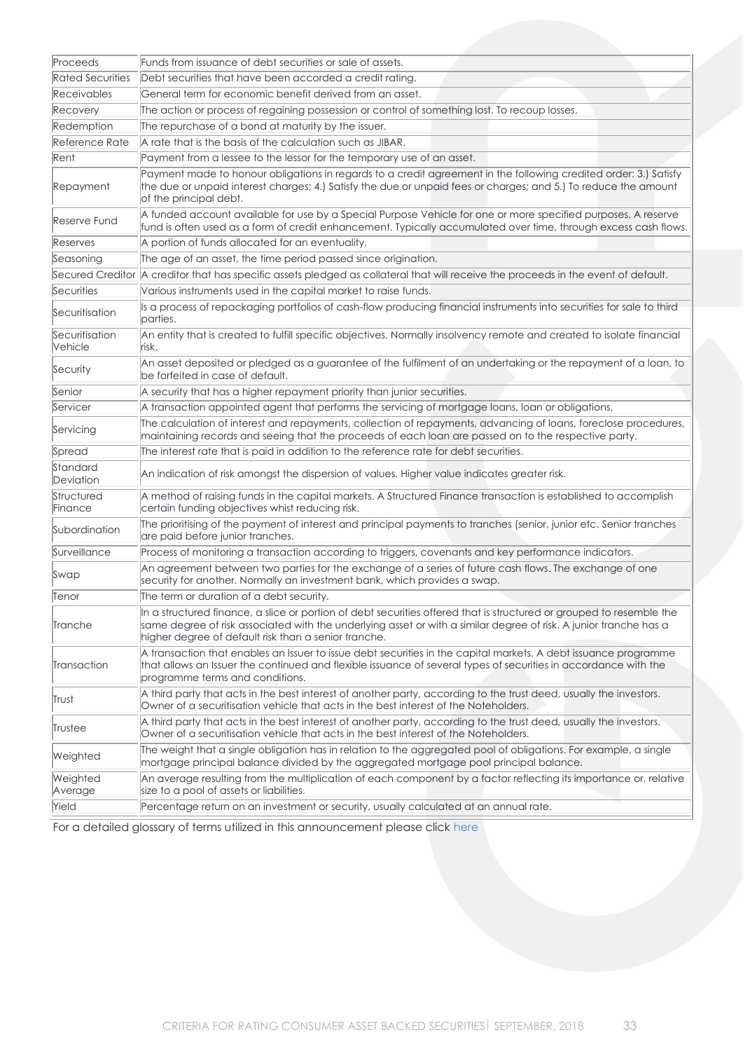| | |
|---|---|
| Proceeds | Funds from issuance of debt securities or sale of assets. |
| Rated Securities | Debt securities that have been accorded a credit rating. |
| Receivables | General term for economic benefit derived from an asset. |
| Recovery | The action or process of regaining possession or control of something lost. To recoup losses. |
| Redemption | The repurchase of a bond at maturity by the issuer. |
| Reference Rate | A rate that is the basis of the calculation such as JIBAR. |
| Rent | Payment from a lessee to the lessor for the temporary use of an asset. |
| Repayment | Payment made to honour obligations in regards to a credit agreement in the following credited order: 3.) Satisfy the due or unpaid interest charges; 4.) Satisfy the due or unpaid fees or charges; and 5.) To reduce the amount of the principal debt. |
| Reserve Fund | A funded account available for use by a Special Purpose Vehicle for one or more specified purposes. A reserve fund is often used as a form of credit enhancement. Typically accumulated over time, through excess cash flows. |
| Reserves | A portion of funds allocated for an eventuality. |
| Seasoning | The age of an asset, the time period passed since origination. |
| Secured Creditor | A creditor that has specific assets pledged as collateral that will receive the proceeds in the event of default. |
| Securities | Various instruments used in the capital market to raise funds. |
| Securitisation | Is a process of repackaging portfolios of cash-flow producing financial instruments into securities for sale to third parties. |
| Securitisation Vehicle | An entity that is created to fulfill specific objectives. Normally insolvency remote and created to isolate financial risk. |
| Security | An asset deposited or pledged as a guarantee of the fulfilment of an undertaking or the repayment of a loan, to be forfeited in case of default. |
| Senior | A security that has a higher repayment priority than junior securities. |
| Servicer | A transaction appointed agent that performs the servicing of mortgage loans, loan or obligations. |
| Servicing | The calculation of interest and repayments, collection of repayments, advancing of loans, foreclose procedures, maintaining records and seeing that the proceeds of each loan are passed on to the respective party. |
| Spread | The interest rate that is paid in addition to the reference rate for debt securities. |
| Standard Deviation | An indication of risk amongst the dispersion of values. Higher value indicates greater risk. |
| Structured Finance | A method of raising funds in the capital markets. A Structured Finance transaction is established to accomplish certain funding objectives whist reducing risk. |
| Subordination | The prioritising of the payment of interest and principal payments to tranches (senior, junior etc. Senior tranches are paid before junior tranches. |
| Surveillance | Process of monitoring a transaction according to triggers, covenants and key performance indicators. |
| Swap | An agreement between two parties for the exchange of a series of future cash flows. The exchange of one security for another. Normally an investment bank, which provides a swap. |
| Tenor | The term or duration of a debt security. |
| Tranche | In a structured finance, a slice or portion of debt securities offered that is structured or grouped to resemble the same degree of risk associated with the underlying asset or with a similar degree of risk. A junior tranche has a higher degree of default risk than a senior tranche. |
| Transaction | A transaction that enables an Issuer to issue debt securities in the capital markets. A debt issuance programme that allows an Issuer the continued and flexible issuance of several types of securities in accordance with the programme terms and conditions. |
| Trust | A third party that acts in the best interest of another party, according to the trust deed, usually the investors. Owner of a securitisation vehicle that acts in the best interest of the Noteholders. |
| Trustee | A third party that acts in the best interest of another party, according to the trust deed, usually the investors. Owner of a securitisation vehicle that acts in the best interest of the Noteholders. |
| Weighted | The weight that a single obligation has in relation to the aggregated pool of obligations. For example, a single mortgage principal balance divided by the aggregated mortgage pool principal balance. |
| Weighted Average | An average resulting from the multiplication of each component by a factor reflecting its importance or, relative size to a pool of assets or liabilities. |
| Yield | Percentage return on an investment or security, usually calculated at an annual rate. |

For a detailed glossary of terms utilized in this announcement please click here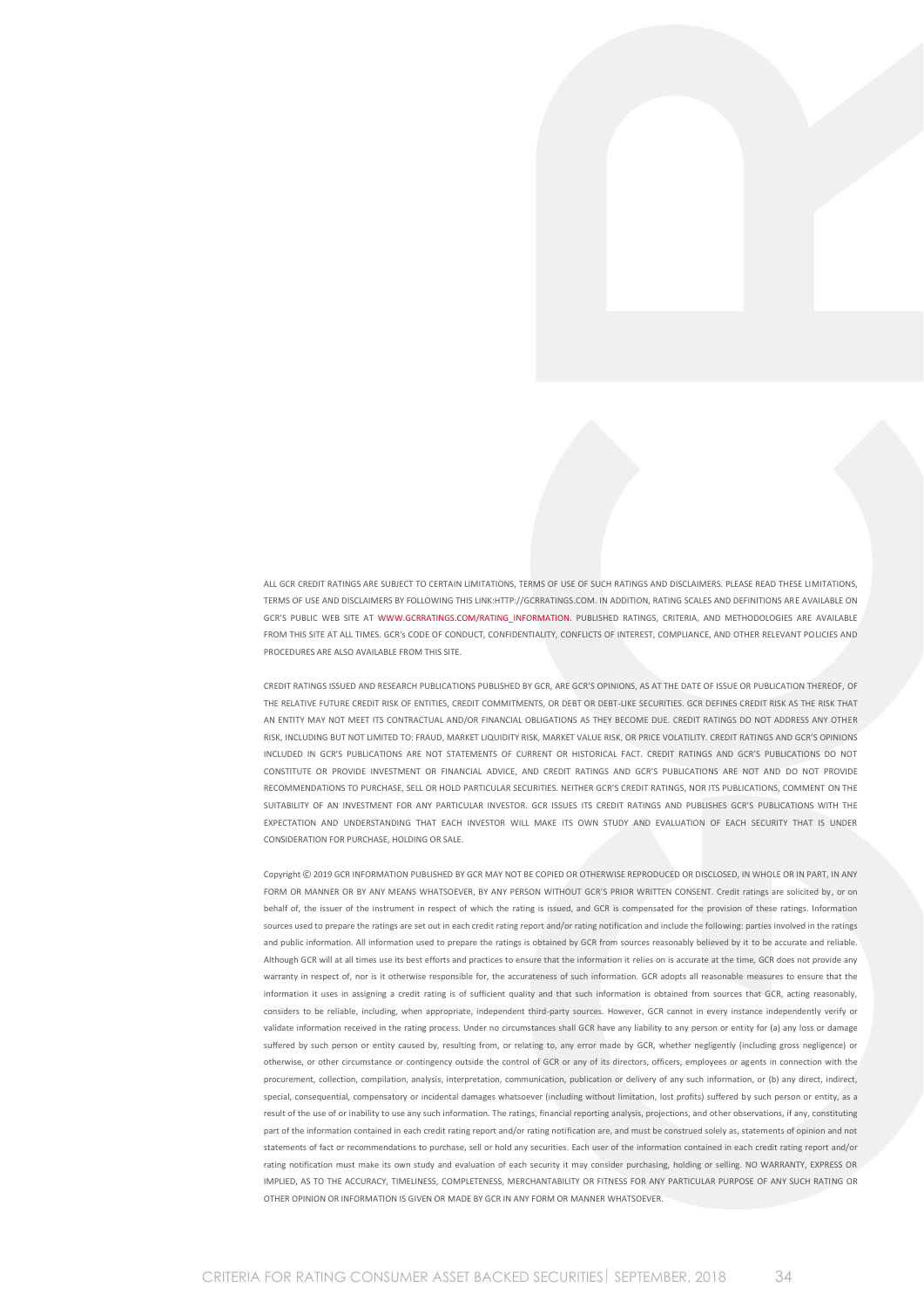ALL GCR CREDIT RATINGS ARE SUBJECT TO CERTAIN LIMITATIONS, TERMS OF USE OF SUCH RATINGS AND DISCLAIMERS. PLEASE READ THESE LIMITATIONS, TERMS OF USE AND DISCLAIMERS BY FOLLOWING THIS LINK:HTTP://GCRRATINGS.COM. IN ADDITION, RATING SCALES AND DEFINITIONS ARE AVAILABLE ON GCR'S PUBLIC WEB SITE AT WWW.GCRRATINGS.COM/RATING_INFORMATION. PUBLISHED RATINGS, CRITERIA, AND METHODOLOGIES ARE AVAILABLE FROM THIS SITE AT ALL TIMES. GCR's CODE OF CONDUCT, CONFIDENTIALITY, CONFLICTS OF INTEREST, COMPLIANCE, AND OTHER RELEVANT POLICIES AND PROCEDURES ARE ALSO AVAILABLE FROM THIS SITE.

CREDIT RATINGS ISSUED AND RESEARCH PUBLICATIONS PUBLISHED BY GCR, ARE GCR'S OPINIONS, AS AT THE DATE OF ISSUE OR PUBLICATION THEREOF, OF THE RELATIVE FUTURE CREDIT RISK OF ENTITIES, CREDIT COMMITMENTS, OR DEBT OR DEBT-LIKE SECURITIES. GCR DEFINES CREDIT RISK AS THE RISK THAT AN ENTITY MAY NOT MEET ITS CONTRACTUAL AND/OR FINANCIAL OBLIGATIONS AS THEY BECOME DUE. CREDIT RATINGS DO NOT ADDRESS ANY OTHER RISK, INCLUDING BUT NOT LIMITED TO: FRAUD, MARKET LIQUIDITY RISK, MARKET VALUE RISK, OR PRICE VOLATILITY. CREDIT RATINGS AND GCR'S OPINIONS INCLUDED IN GCR'S PUBLICATIONS ARE NOT STATEMENTS OF CURRENT OR HISTORICAL FACT. CREDIT RATINGS AND GCR'S PUBLICATIONS DO NOT CONSTITUTE OR PROVIDE INVESTMENT OR FINANCIAL ADVICE, AND CREDIT RATINGS AND GCR'S PUBLICATIONS ARE NOT AND DO NOT PROVIDE RECOMMENDATIONS TO PURCHASE, SELL OR HOLD PARTICULAR SECURITIES. NEITHER GCR'S CREDIT RATINGS, NOR ITS PUBLICATIONS, COMMENT ON THE SUITABILITY OF AN INVESTMENT FOR ANY PARTICULAR INVESTOR. GCR ISSUES ITS CREDIT RATINGS AND PUBLISHES GCR'S PUBLICATIONS WITH THE EXPECTATION AND UNDERSTANDING THAT EACH INVESTOR WILL MAKE ITS OWN STUDY AND EVALUATION OF EACH SECURITY THAT IS UNDER CONSIDERATION FOR PURCHASE, HOLDING OR SALE.

Copyright © 2019 GCR INFORMATION PUBLISHED BY GCR MAY NOT BE COPIED OR OTHERWISE REPRODUCED OR DISCLOSED, IN WHOLE OR IN PART, IN ANY FORM OR MANNER OR BY ANY MEANS WHATSOEVER, BY ANY PERSON WITHOUT GCR'S PRIOR WRITTEN CONSENT. Credit ratings are solicited by, or on behalf of, the issuer of the instrument in respect of which the rating is issued, and GCR is compensated for the provision of these ratings. Information sources used to prepare the ratings are set out in each credit rating report and/or rating notification and include the following: parties involved in the ratings and public information. All information used to prepare the ratings is obtained by GCR from sources reasonably believed by it to be accurate and reliable. Although GCR will at all times use its best efforts and practices to ensure that the information it relies on is accurate at the time, GCR does not provide any warranty in respect of, nor is it otherwise responsible for, the accurateness of such information. GCR adopts all reasonable measures to ensure that the information it uses in assigning a credit rating is of sufficient quality and that such information is obtained from sources that GCR, acting reasonably, considers to be reliable, including, when appropriate, independent third-party sources. However, GCR cannot in every instance independently verify or validate information received in the rating process. Under no circumstances shall GCR have any liability to any person or entity for (a) any loss or damage suffered by such person or entity caused by, resulting from, or relating to, any error made by GCR, whether negligently (including gross negligence) or otherwise, or other circumstance or contingency outside the control of GCR or any of its directors, officers, employees or agents in connection with the procurement, collection, compilation, analysis, interpretation, communication, publication or delivery of any such information, or (b) any direct, indirect, special, consequential, compensatory or incidental damages whatsoever (including without limitation, lost profits) suffered by such person or entity, as a result of the use of or inability to use any such information. The ratings, financial reporting analysis, projections, and other observations, if any, constituting part of the information contained in each credit rating report and/or rating notification are, and must be construed solely as, statements of opinion and not statements of fact or recommendations to purchase, sell or hold any securities. Each user of the information contained in each credit rating report and/or rating notification must make its own study and evaluation of each security it may consider purchasing, holding or selling. NO WARRANTY, EXPRESS OR IMPLIED, AS TO THE ACCURACY, TIMELINESS, COMPLETENESS, MERCHANTABILITY OR FITNESS FOR ANY PARTICULAR PURPOSE OF ANY SUCH RATING OR OTHER OPINION OR INFORMATION IS GIVEN OR MADE BY GCR IN ANY FORM OR MANNER WHATSOEVER.